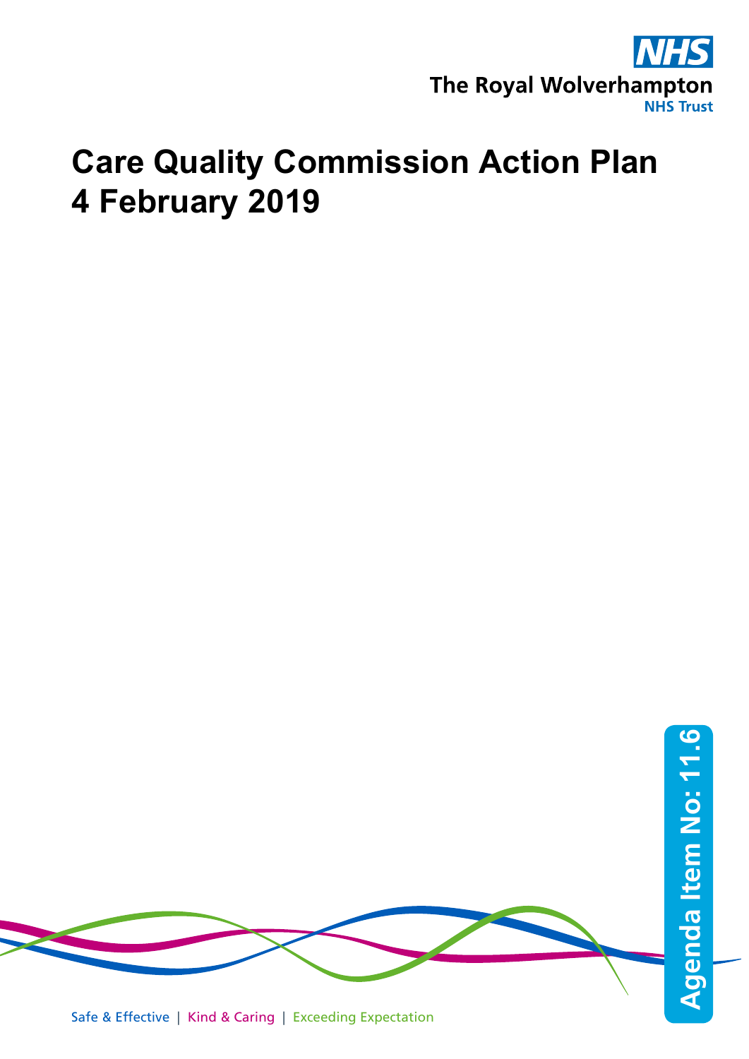NHS

The Royal Wolverhampton NHS Trust

# Care Quality Commission Action Plan 4 February 2019

Agenda Item No: 11.6

Safe & Effective | Kind & Caring | Exceeding Expectation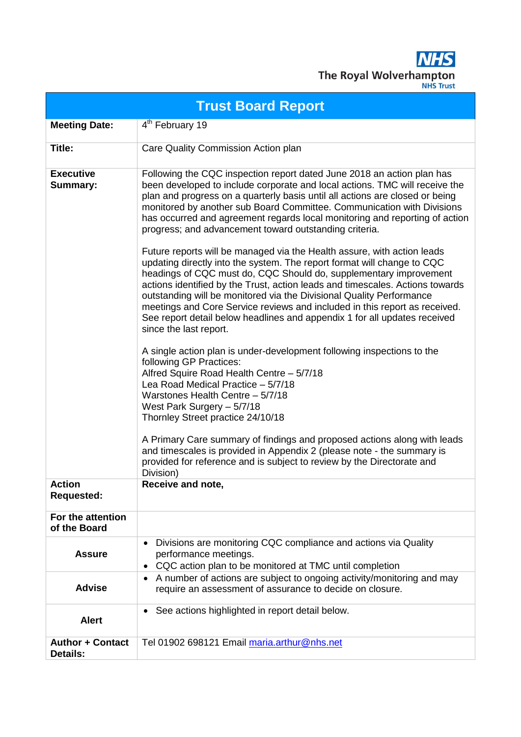The Royal Wolverhampton NHS Trust

| Trust Board Report | |
|---|---|
| **Meeting Date:** | 4th February 19 |
| **Title:** | Care Quality Commission Action plan |
| **Executive Summary:** | Following the CQC inspection report dated June 2018 an action plan has been developed to include corporate and local actions. TMC will receive the plan and progress on a quarterly basis until all actions are closed or being monitored by another sub Board Committee. Communication with Divisions has occurred and agreement regards local monitoring and reporting of action progress; and advancement toward outstanding criteria.<br><br>Future reports will be managed via the Health assure, with action leads updating directly into the system. The report format will change to CQC headings of CQC must do, CQC Should do, supplementary improvement actions identified by the Trust, action leads and timescales. Actions towards outstanding will be monitored via the Divisional Quality Performance meetings and Core Service reviews and included in this report as received. See report detail below headlines and appendix 1 for all updates received since the last report.<br><br>A single action plan is under-development following inspections to the following GP Practices:<br>Alfred Squire Road Health Centre – 5/7/18<br>Lea Road Medical Practice – 5/7/18<br>Warstones Health Centre – 5/7/18<br>West Park Surgery – 5/7/18<br>Thornley Street practice 24/10/18<br><br>A Primary Care summary of findings and proposed actions along with leads and timescales is provided in Appendix 2 (please note - the summary is provided for reference and is subject to review by the Directorate and Division) |
| **Action Requested:** | **Receive and note,** |
| **For the attention of the Board** | |
| **Assure** | • Divisions are monitoring CQC compliance and actions via Quality performance meetings.<br>• CQC action plan to be monitored at TMC until completion |
| **Advise** | • A number of actions are subject to ongoing activity/monitoring and may require an assessment of assurance to decide on closure. |
| **Alert** | • See actions highlighted in report detail below. |
| **Author + Contact Details:** | Tel 01902 698121 Email maria.arthur@nhs.net |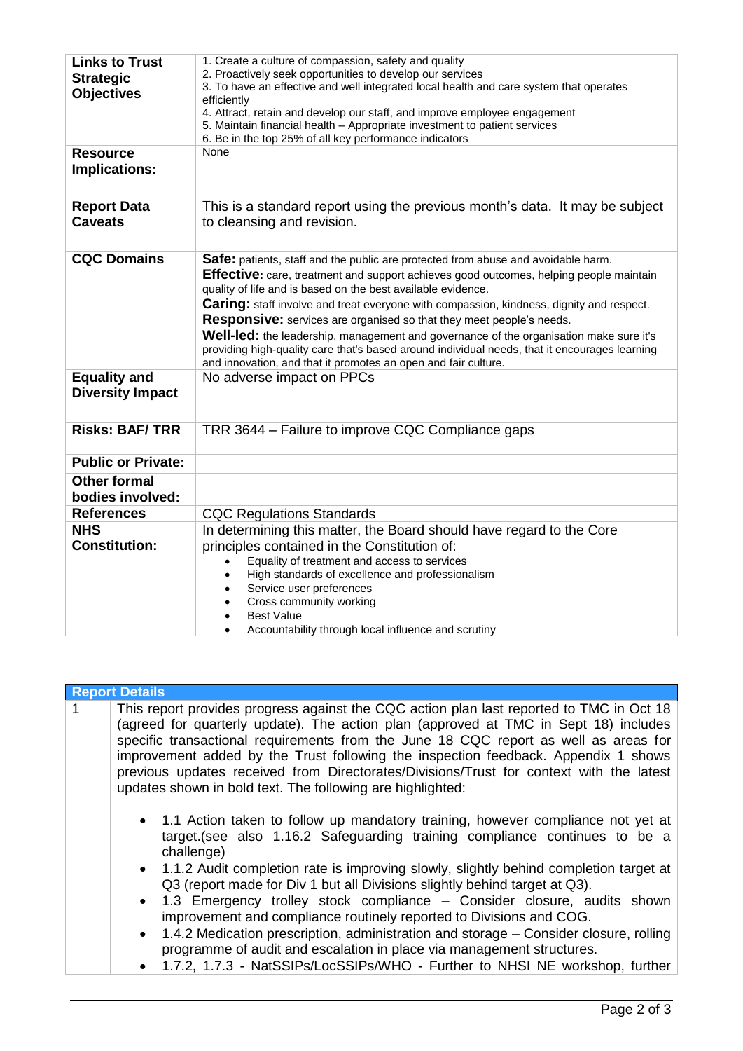| | |
|---|---|
| **Links to Trust Strategic Objectives** | 1. Create a culture of compassion, safety and quality<br>2. Proactively seek opportunities to develop our services<br>3. To have an effective and well integrated local health and care system that operates efficiently<br>4. Attract, retain and develop our staff, and improve employee engagement<br>5. Maintain financial health – Appropriate investment to patient services<br>6. Be in the top 25% of all key performance indicators |
| **Resource Implications:** | None |
| **Report Data Caveats** | This is a standard report using the previous month's data. It may be subject to cleansing and revision. |
| **CQC Domains** | **Safe:** patients, staff and the public are protected from abuse and avoidable harm.<br>**Effective:** care, treatment and support achieves good outcomes, helping people maintain quality of life and is based on the best available evidence.<br>**Caring:** staff involve and treat everyone with compassion, kindness, dignity and respect.<br>**Responsive:** services are organised so that they meet people's needs.<br>**Well-led:** the leadership, management and governance of the organisation make sure it's providing high-quality care that's based around individual needs, that it encourages learning and innovation, and that it promotes an open and fair culture. |
| **Equality and Diversity Impact** | No adverse impact on PPCs |
| **Risks: BAF/ TRR** | TRR 3644 – Failure to improve CQC Compliance gaps |
| **Public or Private:** | |
| **Other formal bodies involved:** | |
| **References** | CQC Regulations Standards |
| **NHS Constitution:** | In determining this matter, the Board should have regard to the Core principles contained in the Constitution of:<br>• Equality of treatment and access to services<br>• High standards of excellence and professionalism<br>• Service user preferences<br>• Cross community working<br>• Best Value<br>• Accountability through local influence and scrutiny |

| **Report Details** | |
|---|---|
| 1 | This report provides progress against the CQC action plan last reported to TMC in Oct 18 (agreed for quarterly update). The action plan (approved at TMC in Sept 18) includes specific transactional requirements from the June 18 CQC report as well as areas for improvement added by the Trust following the inspection feedback. Appendix 1 shows previous updates received from Directorates/Divisions/Trust for context with the latest updates shown in bold text. The following are highlighted:<br><br>• 1.1 Action taken to follow up mandatory training, however compliance not yet at target.(see also 1.16.2 Safeguarding training compliance continues to be a challenge)<br>• 1.1.2 Audit completion rate is improving slowly, slightly behind completion target at Q3 (report made for Div 1 but all Divisions slightly behind target at Q3).<br>• 1.3 Emergency trolley stock compliance – Consider closure, audits shown improvement and compliance routinely reported to Divisions and COG.<br>• 1.4.2 Medication prescription, administration and storage – Consider closure, rolling programme of audit and escalation in place via management structures.<br>• 1.7.2, 1.7.3 - NatSSIPs/LocSSIPs/WHO - Further to NHSI NE workshop, further |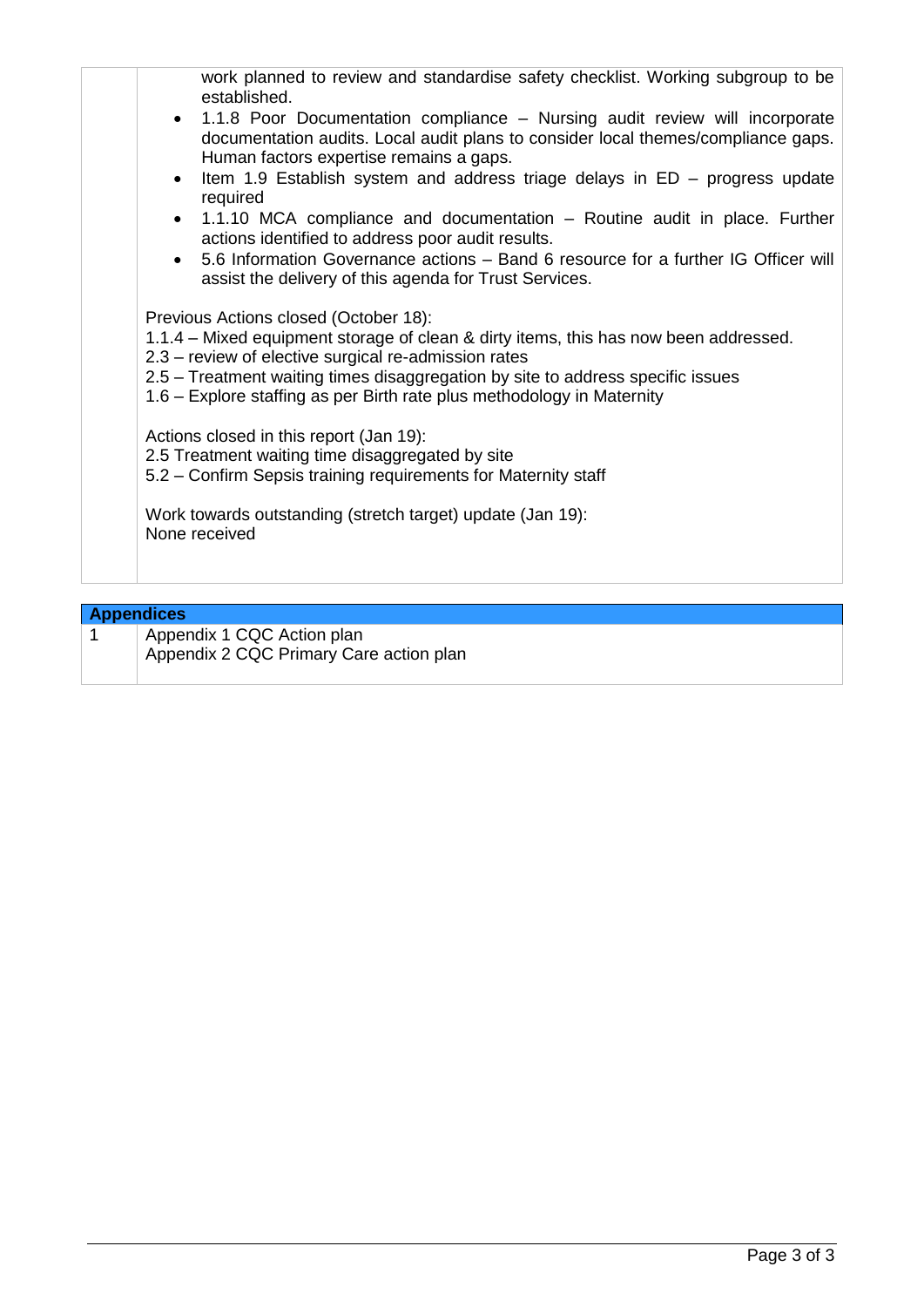| | |
|---|---|
| | work planned to review and standardise safety checklist. Working subgroup to be established.<br>• 1.1.8 Poor Documentation compliance – Nursing audit review will incorporate documentation audits. Local audit plans to consider local themes/compliance gaps. Human factors expertise remains a gaps.<br>• Item 1.9 Establish system and address triage delays in ED – progress update required<br>• 1.1.10 MCA compliance and documentation – Routine audit in place. Further actions identified to address poor audit results.<br>• 5.6 Information Governance actions – Band 6 resource for a further IG Officer will assist the delivery of this agenda for Trust Services.<br><br>Previous Actions closed (October 18):<br>1.1.4 – Mixed equipment storage of clean & dirty items, this has now been addressed.<br>2.3 – review of elective surgical re-admission rates<br>2.5 – Treatment waiting times disaggregation by site to address specific issues<br>1.6 – Explore staffing as per Birth rate plus methodology in Maternity<br><br>Actions closed in this report (Jan 19):<br>2.5 Treatment waiting time disaggregated by site<br>5.2 – Confirm Sepsis training requirements for Maternity staff<br><br>Work towards outstanding (stretch target) update (Jan 19):<br>None received |

| **Appendices** | |
|---|---|
| 1 | Appendix 1 CQC Action plan<br>Appendix 2 CQC Primary Care action plan |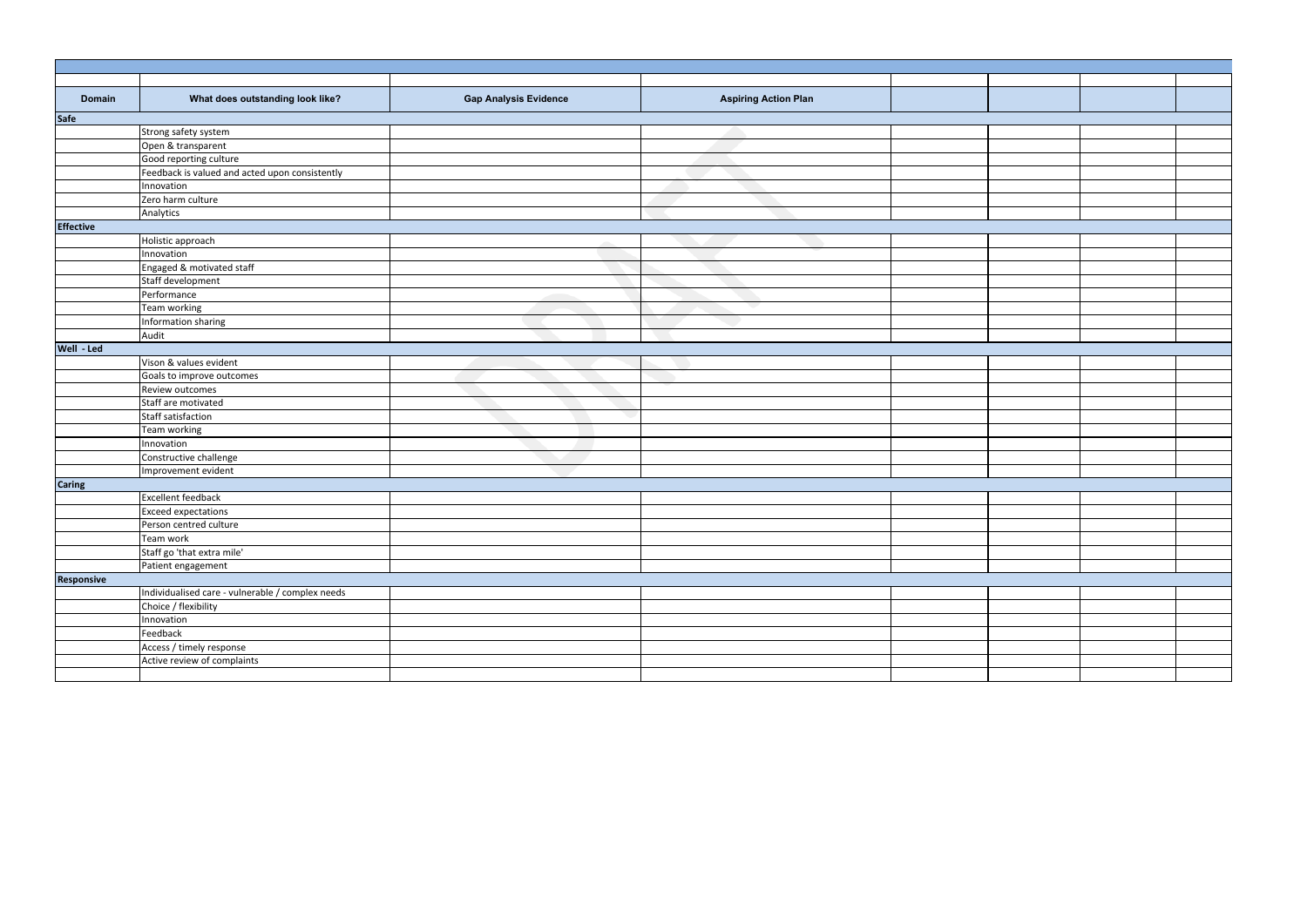| Domain | What does outstanding look like? | Gap Analysis Evidence | Aspiring Action Plan | | | | |
|---|---|---|---|---|---|---|---|
| **Safe** | | | | | | | |
| | Strong safety system | | | | | | |
| | Open & transparent | | | | | | |
| | Good reporting culture | | | | | | |
| | Feedback is valued and acted upon consistently | | | | | | |
| | Innovation | | | | | | |
| | Zero harm culture | | | | | | |
| | Analytics | | | | | | |
| **Effective** | | | | | | | |
| | Holistic approach | | | | | | |
| | Innovation | | | | | | |
| | Engaged & motivated staff | | | | | | |
| | Staff development | | | | | | |
| | Performance | | | | | | |
| | Team working | | | | | | |
| | Information sharing | | | | | | |
| | Audit | | | | | | |
| **Well - Led** | | | | | | | |
| | Vison & values evident | | | | | | |
| | Goals to improve outcomes | | | | | | |
| | Review outcomes | | | | | | |
| | Staff are motivated | | | | | | |
| | Staff satisfaction | | | | | | |
| | Team working | | | | | | |
| | Innovation | | | | | | |
| | Constructive challenge | | | | | | |
| | Improvement evident | | | | | | |
| **Caring** | | | | | | | |
| | Excellent feedback | | | | | | |
| | Exceed expectations | | | | | | |
| | Person centred culture | | | | | | |
| | Team work | | | | | | |
| | Staff go 'that extra mile' | | | | | | |
| | Patient engagement | | | | | | |
| **Responsive** | | | | | | | |
| | Individualised care - vulnerable / complex needs | | | | | | |
| | Choice / flexibility | | | | | | |
| | Innovation | | | | | | |
| | Feedback | | | | | | |
| | Access / timely response | | | | | | |
| | Active review of complaints | | | | | | |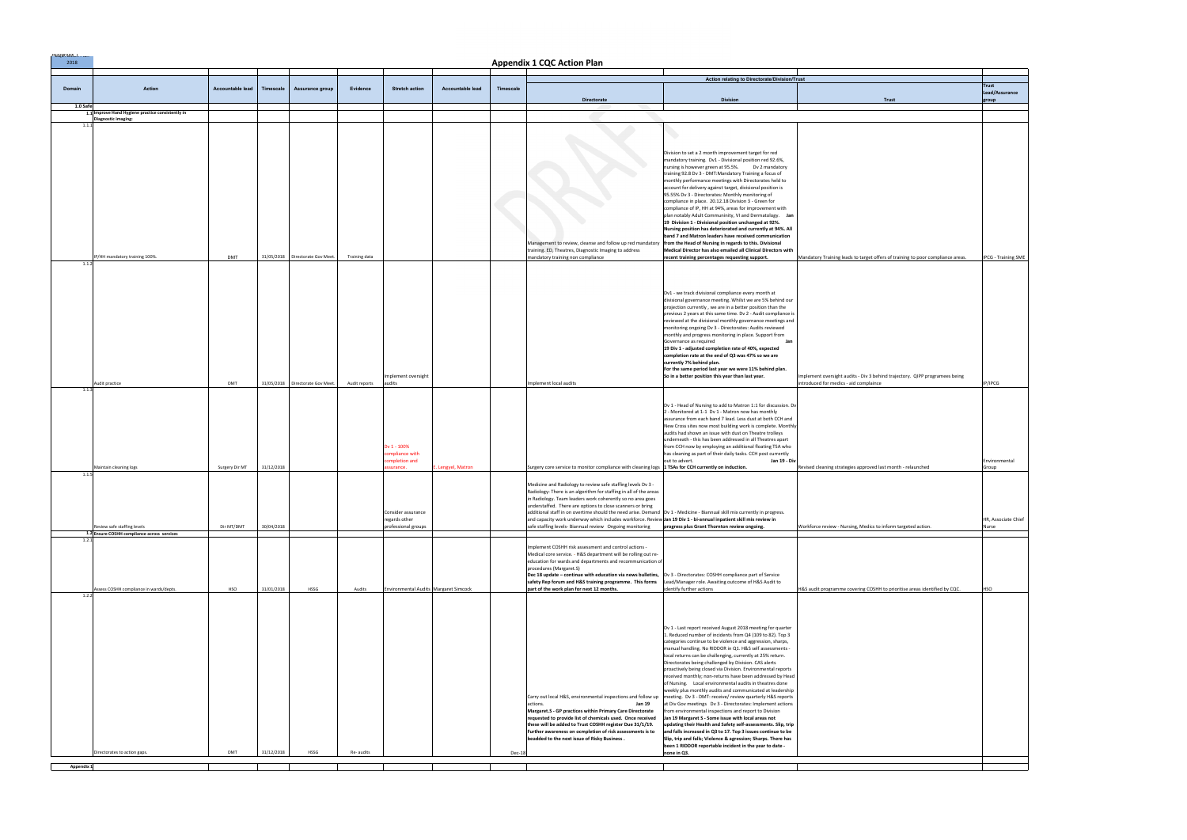# Appendix 1 CQC Action Plan

2018

| Domain | Action | Accountable lead | Timescale | Assurance group | Evidence | Stretch action | Accountable lead | Timescale | Action relating to Directorate/Division/Trust – Directorate | Division | Trust | Trust Lead/Assurance group |
|---|---|---|---|---|---|---|---|---|---|---|---|---|
| 1.0 Safe | | | | | | | | | | | | |
| 1.1 | Improve Hand Hygiene practice consistently in Diagnostic imaging: | | | | | | | | | | | |
| 1.1.1 | IP/HH mandatory training 100%. | DMT | 31/05/2018 | Directorate Gov Meet. | Training data | | | | Management to review, cleanse and follow up red mandatory training. ED, Theatres, Diagnostic Imaging to address mandatory training non compliance | Division to set a 2 month improvement target for red mandatory training. Dv1 - Divisional position red 92.6%, nursing is however green at 95.5%. Dv 2 mandatory training 92.8 Dv 3 - DMT: Mandatory Training a focus of monthly performance meetings with Directorates held to account for delivery against target, divisional position is 95.55% Dv 3 - Directorates: Monthly monitoring of compliance in place. 20.12.18 Division 3 - Green for compliance of IP, HH at 94%, areas for improvement with plan notably Adult Communinity, VI and Dermatology. **Jan 19 Division 1 - Divisional position unchanged at 92%. Nursing position has deteriorated and currently at 94%. All band 7 and Matron leaders have received communication from the Head of Nursing in regards to this. Divisional Medical Director has also emailed all Clinical Directors with recent training percentages requesting support.** | Mandatory Training leads to target offers of training to poor compliance areas. | IPCG - Training SME |
| 1.1.2 | Audit practice | DMT | 31/05/2018 | Directorate Gov Meet. | Audit reports | Implement oversight audits | | | Implement local audits | Dv1 - we track divisional compliance every month at divisional governance meeting. Whilst we are 5% behind our projection currently , we are in a better position than the previous 2 years at this same time. Dv 2 - Audit compliance is reviewed at the divisional monthly governance meetings and monitoring ongoing Dv 3 - Directorates: Audits reviewed monthly and progress monitoring in place. Support from Governance as required **Jan 19 Div 1 - adjusted completion rate of 40%, expected completion rate at the end of Q3 was 47% so we are currently 7% behind plan. For the same period last year we were 11% behind plan. So in a better position this year than last year.** | Implement oversight audits - Div 3 behind trajectory. QIPP programees being introduced for medics - aid compliance | IP/IPCG |
| 1.1.3 | Maintain cleaning logs | Surgery Dir MT | 31/12/2018 | | | Dv 1 - 100% compliance with completion and assurance. | E. Lengyel, Matron | | Surgery core service to monitor compliance with cleaning logs | Dv 1 - Head of Nursing to add to Matron 1:1 for discussion. Dv 2 - Monitored at 1-1 Dv 1 - Matron now has monthly assurance from each band 7 lead. Less dust at both CCH and New Cross sites now most building work is complete. Monthly audits had shown an issue with dust on Theatre trolleys underneath - this has been addressed in all Theatres apart from CCH now by employing an additional floating TSA who has cleaning as part of their daily tasks. CCH post currently out to advert. **Jan 19 - Div 1 TSAs for CCH currently on induction.** | Revised cleaning strategies approved last month - relaunched | Environmental Group |
| 1.1.5 | Review safe staffing levels | Dir MT/DMT | 30/04/2018 | | | Consider assurance regards other professional groups | | | Medicine and Radiology to review safe staffing levels Dv 3 - Radiology: There is an algorithm for staffing in all of the areas in Radiology. Team leaders work coherently so no area goes understaffed. There are options to close scanners or bring additional staff in on overtime should the need arise. Demand and capacity work underway which includes workforce. Review safe staffing levels- Biannual review Ongoing monitoring | Dv 1 - Medicine - Biannual skill mix currently in progress. **Jan 19 Div 1 - bi-annual inpatient skill mix review in progress plus Grant Thornton review ongoing.** | Workforce review - Nursing, Medics to inform targeted action. | HR, Associate Chief Nurse |
| 1.2 | Ensure COSHH compliance across services | | | | | | | | | | | |
| 1.2.1 | Assess COSHH compliance in wards/depts. | HSO | 31/01/2018 | HSSG | Audits | Environmental Audits | Margaret Simcock | | Implement COSHH risk assessment and control actions - Medical core service. - H&S department will be rolling out re-education for wards and departments and recommunication of procedures (Margaret.S) **Dec 18 update – continue with education via news bulletins, safety Rep forum and H&S training programme. This forms part of the work plan for next 12 months.** | Dv 3 - Directorates: COSHH compliance part of Service Lead/Manager role. Awaiting outcome of H&S Audit to identify further actions | H&S audit programme covering COSHH to prioritise areas identified by CQC. | HSO |
| 1.2.2 | Directorates to action gaps. | DMT | 31/12/2018 | HSSG | Re- audits | | | Dec-18 | Carry out local H&S, environmental inspections and follow up actions. **Jan 19 Margaret.S - GP practices within Primary Care Directorate requested to provide list of chemicals used. Once received these will be added to Trust COSHH register Due 31/1/19. Further awareness on ocmpletion of risk assessments is to beadded to the next issue of Risky Business .** | Dv 1 - Last report received August 2018 meeting for quarter 1. Reduced number of incidents from Q4 (109 to 82). Top 3 categories continue to be violence and aggression, sharps, manual handling. No RIDDOR in Q1. H&S self assessments - local returns can be challenging, currently at 25% return. Directorates being challenged by Division. CAS alerts proactively being closed via Division. Environmental reports received monthly; non-returns have been addressed by Head of Nursing. Local environmental audits in theatres done weekly plus monthly audits and communicated at leadership meeting. Dv 3 - DMT: receive/ review quarterly H&S reports at Div Gov meetings Dv 3 - Directorates: Implement actions from environmental inspections and report to Division **Jan 19 Margaret S - Some issue with local areas not updating their Health and Safety self-assessments. Slip, trip and falls increased in Q3 to 17. Top 3 issues continue to be Slip, trip and falls; Violence & agression; Sharps. There has been 1 RIDDOR reportable incident in the year to date - none in Q3.** | | |

Appendix 1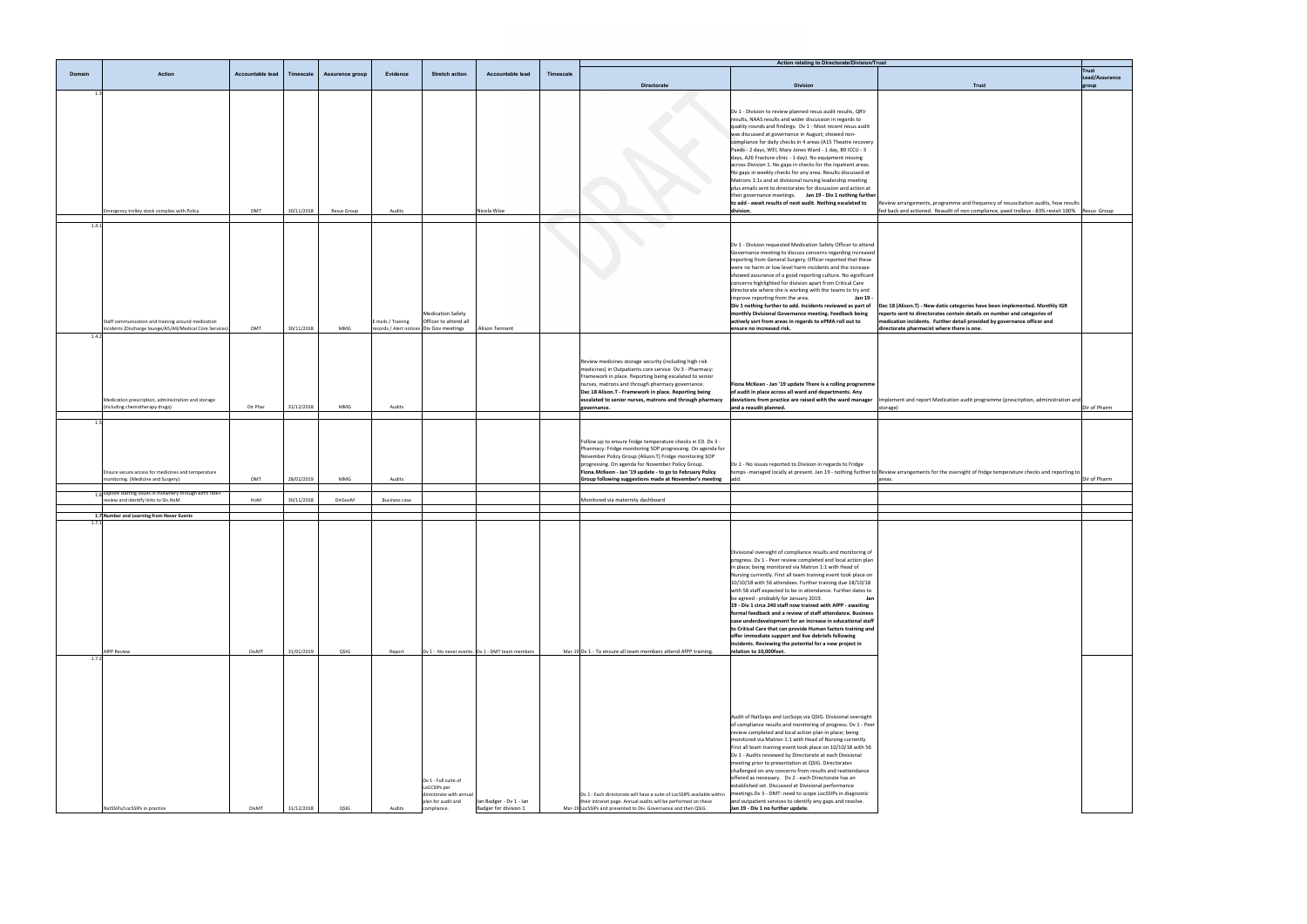| Domain | Action | Accountable lead | Timescale | Assurance group | Evidence | Stretch action | Accountable lead | Timescale | Action relating to Directorate/Division/Trust | | | |
|---|---|---|---|---|---|---|---|---|---|---|---|---|
| | | | | | | | | | Directorate | Division | Trust | Trust Lead/Assurance group |
| 1.3 | Emergency trolley stock complies with Policy | DMT | 30/11/2018 | Resus Group | Audits | | Nicola Wise | | | Dv 1 - Division to review planned resus audit results, QRV results, NAAS results and wider discussion in regards to quality rounds and findings. Dv 1 - Most recent resus audit was discussed at governance in August; showed non-compliance for daily checks in 4 areas (A15 Theatre recovery Paeds - 2 days, WEI, Mary Jones Ward - 1 day, B9 ICCU - 3 days, A26 Fracture clinic - 1 day). No equipment missing across Division 1. No gaps in checks for the inpatient areas. No gaps in weekly checks for any area. Results discussed at Matrons 1:1s and at divisional nursing leadership meeting plus emails sent to directorates for discussion and action at their governance meetings. **Jan 19 - Dv 1 nothing further to add - await results of next audit. Nothing escalated to division.** | Review arrangements, programme and frequency of resuscitation audits, how results fed back and actioned. Reaudit of non compliance, paed trolleys - 83% revisit 100% | Resus Group |
| 1.4.1 | Staff communication and training around medication incidents (Discharge lounge/A5/A6/Medical Core Services) | DMT | 30/11/2018 | MMG | E mails / Training records / Alert notices | Medication Safety Officer to attend all Div Gov meetings | Alison Tennant | | | Dv 1 - Division requested Medication Safety Officer to attend Governance meeting to discuss concerns regarding increased reporting from General Surgery. Officer reported that these were no harm or low level harm incidents and the increase showed assurance of a good reporting culture. No significant concerns highlighted for division apart from Critical Care directorate where she is working with the teams to try and improve reporting from the area. **Jan 19 - Div 1 nothing further to add. Incidents reviewed as part of monthly Divisional Governance meeting. Feedback being actively sort from areas in regards to ePMA roll out to ensure no increased risk.** | **Dec 18 (Alison.T) - New datix categories have been implemented. Monthly IGR reports sent to directorates contain details on number and categories of medication incidents. Further detail provided by governance officer and directorate pharmacist where there is one.** | |
| 1.4.2 | Medication prescription, administration and storage (including chemotherapy drugs) | Dir Phar | 31/12/2018 | MMG | Audits | | | | Review medicines storage security (including high risk medicines) in Outpatients core service Dv 3 - Pharmacy: Framework in place. Reporting being escalated to senior nurses, matrons and through pharmacy governance. **Dec 18 Alison.T - Framework in place. Reporting being escalated to senior nurses, matrons and through pharmacy governance.** | **Fiona McKean - Jan '19 update There is a rolling programme of audit in place across all ward and departments. Any deviations from practice are raised with the ward manager and a reaudit planned.** | Implement and report Medication audit programme (prescription, administration and storage) | Dir of Pharm |
| 1.5 | Ensure secure access for medicines and temperature monitoring. (Medicine and Surgery) | DMT | 28/02/2019 | MMG | Audits | | | | Follow up to ensure fridge temperature checks in ED. Dv 3 - Pharmacy: Fridge monitoring SOP progressing. On agenda for November Policy Group (Alison.T) Fridge monitoring SOP progressing. On agenda for November Policy Group. **Fiona.McKeon - Jan '19 update - to go to February Policy Group following suggestions made at November's meeting** | Dv 1 - No issues reported to Division in regards to Fridge temps -managed locally at present. Jan 19 - nothing further to add. | Review arrangements for the oversight of fridge temperature checks and reporting to areas. | Dir of Pharm |
| 1.6 | Explore staffing issues in midwifery through birth rate+ review and identify links to SIs.HoM | HoM | 30/11/2018 | DirGovM | Business case | | | | Monitored via maternity dashboard | | | |
| 1.7 | Number and Learning from Never Events | | | | | | | | | | | |
| 1.7.1 | AfPP Review | DivMT | 31/01/2019 | QSIG | Report | Dv 1 - No never events. | Dv 1 - DMT team members | Mar-19 | Dv 1 - To ensure all team members attend AfPP training. | Divisional oversight of compliance results and monitoring of progress. Dv 1 - Peer review completed and local action plan in place; being monitored via Matron 1:1 with Head of Nursing currently. First all team training event took place on 10/10/18 with 56 attendees. Further training due 18/10/18 with 58 staff expected to be in attendance. Further dates to be agreed - probably for January 2019. **Jan 19 - Div 1 circa 240 staff now trained with AfPP - awaiting formal feedback and a review of staff attendance. Business case underdevelopment for an increase in educational staff to Critical Care that can provide Human factors training and offer immediate support and live debriefs following incidents. Reviewing the potential for a new project in relation to 10,000feet.** | | |
| 1.7.2 | NatSSIPs/LocSSIPs in practice | DivMT | 31/12/2018 | QSIG | Audits | Dv 1 - Full suite of LoCSSIPs per directorate with annual plan for audit and compliance. | Ian Badger - Dv 1 - Ian Badger for division 1 | Mar-19 | Dv 1 - Each directorate will have a suite of LocSSIPS available within their intranet page. Annual audits will be performed on these LocSSIPs and presented to Div. Governance and then QSIG. | Audit of NatSsips and LocSsips via QSIG. Divisional oversight of compliance results and monitoring of progress. Dv 1 - Peer review completed and local action plan in place; being monitored via Matron 1:1 with Head of Nursing currently. First all team training event took place on 10/10/18 with 56 Dv 1 - Audits reviewed by Directorate at each Divisional meeting prior to presentation at QSIG. Directorates challenged on any concerns from results and reattendance offered as necessary. Dv 2 - each Directorate has an established set. Discussed at Divisional performance meetings.Dv 3 - DMT: need to scope LocSSIPs in diagnostic and outpatient services to identify any gaps and resolve. **Jan 19 - Div 1 no further update.** | | |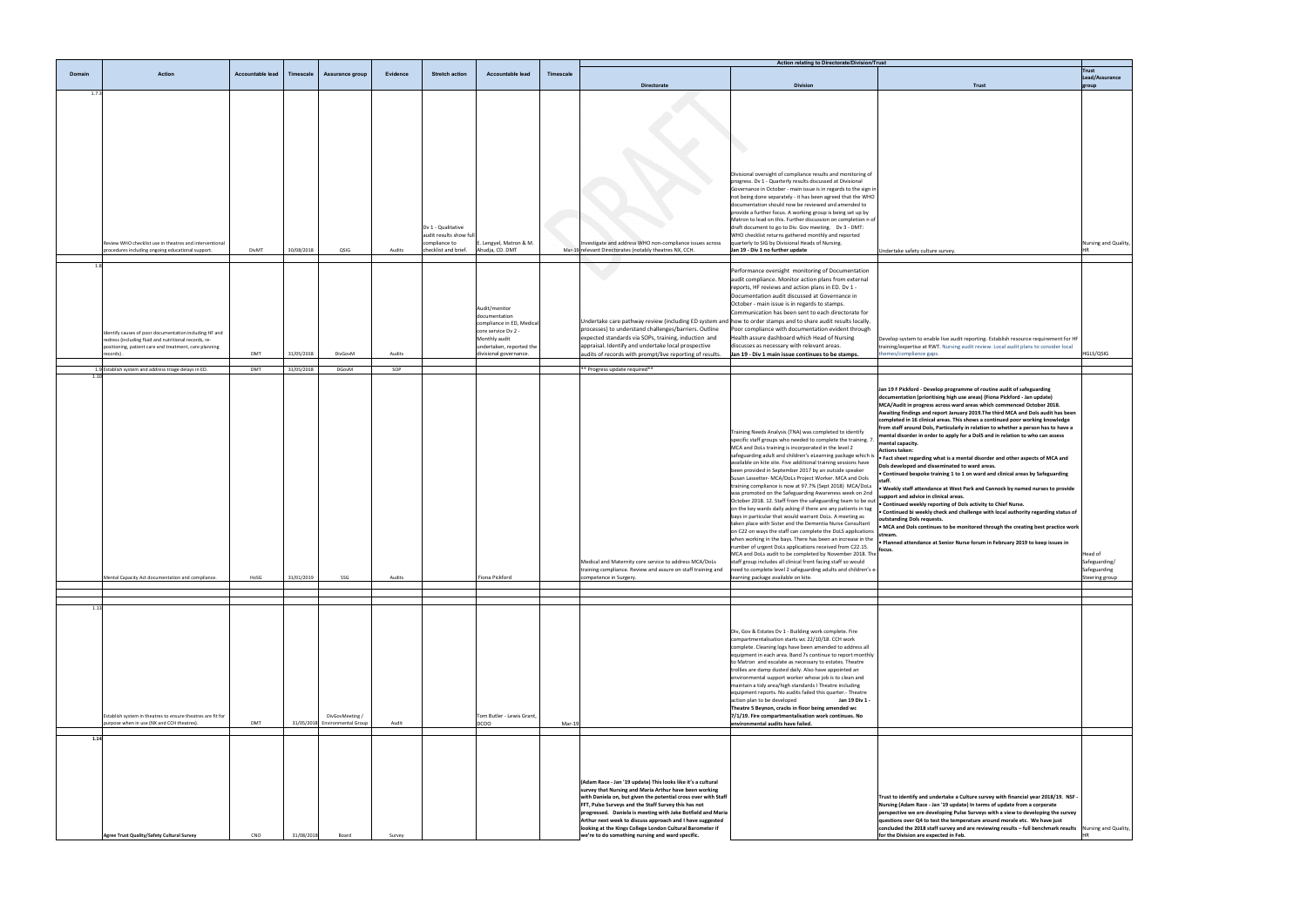| Domain | Action | Accountable lead | Timescale | Assurance group | Evidence | Stretch action | Accountable lead | Timescale | Action relating to Directorate/Division/Trust | | | Trust Lead/Assurance group |
|---|---|---|---|---|---|---|---|---|---|---|---|---|
| | | | | | | | | | Directorate | Division | Trust | |
| 1.7.3 | Review WHO checklist use in theatres and interventional procedures including ongoing educational support. | DivMT | 30/08/2018 | QSIG | Audits | Dv 1 - Qualitative audit results show full compliance to checklist and brief. | E. Lengyel, Matron & M. Ahudja, CD. DMT | Mar-19 | Investigate and address WHO non-compliance issues across relevant Directorates (notably theatres NX, CCH. | Divisional oversight of compliance results and monitoring of progress. Dv 1 - Quarterly results discussed at Divisional Governance in October - main issue is in regards to the sign in not being done separately - it has been agreed that the WHO documentation should now be reviewed and amended to provide a further focus. A working group is being set up by Matron to lead on this. Further discussion on completion n of draft document to go to Div. Gov meeting. Dv 3 - DMT: WHO checklist returns gathered monthly and reported quarterly to SIG by Divisional Heads of Nursing. **Jan 19 - Div 1 no further update** | Undertake safety culture survey. | Nursing and Quality, HR |
| 1.8 | Identify causes of poor documentation including HF and redress (including fluid and nutritional records, re-positioning, patient care and treatment, care planning records). | DMT | 31/05/2018 | DivGovM | Audits | | Audit/monitor documentation compliance in ED, Medical core service Dv 2 - Monthly audit undertaken, reported the divisional governance. | | Undertake care pathway review (including ED system and processes) to understand challenges/barriers. Outline expected standards via SOPs, training, induction and appraisal. Identify and undertake local prospective audits of records with prompt/live reporting of results. | Performance oversight monitoring of Documentation audit compliance. Monitor action plans from external reports, HF reviews and action plans in ED. Dv 1 - Documentation audit discussed at Governance in October - main issue is in regards to stamps. Communication has been sent to each directorate for how to order stamps and to share audit results locally. Poor compliance with documentation evident through Health assure dashboard which Head of Nursing discusses as necessary with relevant areas. **Jan 19 - Div 1 main issue continues to be stamps.** | Develop system to enable live audit reporting. Establish resource requirement for HF training/expertise at RWT. Nursing audit review. Local audit plans to consider local themes/compliance gaps. | HGLS/QSIG |
| 1.9 | Establish system and address triage delays in ED. | DMT | 31/05/2018 | DGovM | SOP | | | | ** Progress update required** | | | |
| 1.10 | Mental Capacity Act documentation and compliance. | HoSG | 31/01/2019 | SSG | Audits | | Fiona Pickford | | Medical and Maternity core service to address MCA/DoLs training compliance. Review and assure on staff training and competence in Surgery. | Training Needs Analysis (TNA) was completed to identify specific staff groups who needed to complete the training. 7. MCA and DoLs training is incorporated in the level 2 safeguarding adult and children's eLearning package which is available on kite site. Five additional training sessions have been provided in September 2017 by an outside speaker Susan Lassetter- MCA/DoLs Project Worker. MCA and DoLs training compliance is now at 97.7% (Sept 2018) MCA/DoLs was promoted on the Safeguarding Awareness week on 2nd October 2018. 12 Staff from the safeguarding team to be out on the key wards daily asking if there are any patients in tag bays in particular that would warrant DoLs. A meeting as taken place with Sister and the Dementia Nurse Consultant on C22 on ways the staff can complete the DoLS applications when working in the bays. There has been an increase in the number of urgent DoLs applications received from C22.15. MCA and DoLs audit to be completed by November 2018. The staff group includes all clinical front facing staff so would need to complete level 2 safeguarding adults and children's e-learning package available on kite. | **Jan 19 F Pickford - Develop programme of routine audit of safeguarding documentation (prioritising high use areas) (Fiona Pickford - Jan update) MCA/Audit in progress across ward areas which commenced October 2018. Awaiting findings and report January 2019.The third MCA and Dols audit has been completed in 16 clinical areas. This shows a continued poor working knowledge from staff around Dols, Particularly in relation to whether a person has to have a mental disorder in order to apply for a DolS and in relation to who can assess mental capacity. Actions taken:** <br>**• Fact sheet regarding what is a mental disorder and other aspects of MCA and Dols developed and disseminated to ward areas.** <br>**• Continued bespoke training 1 to 1 on ward and clinical areas by Safeguarding staff.** <br>**• Weekly staff attendance at West Park and Cannock by named nurses to provide support and advice in clinical areas.** <br>**• Continued weekly reporting of Dols activity to Chief Nurse.** <br>**• Continued bi weekly check and challenge with local authority regarding status of outstanding Dols requests.** <br>**• MCA and Dols continues to be monitored through the creating best practice work stream.** <br>**• Planned attendance at Senior Nurse forum in February 2019 to keep issues in focus.** | Head of Safeguarding/ Safeguarding Steering group |
| | | | | | | | | | | | | |
| | | | | | | | | | | | | |
| 1.13 | Establish system in theatres to ensure theatres are fit for purpose when in use (NX and CCH theatres). | DMT | 31/05/2018 | DivGovMeeting / Environmental Group | Audit | | Tom Butler - Lewis Grant, DCOO | Mar-19 | | Div, Gov & Estates Dv 1 - Building work complete. Fire compartmentalisation starts wc 22/10/18. CCH work complete. Cleaning logs have been amended to address all equipment in each area. Band 7s continue to report monthly to Matron and escalate as necessary to estates. Theatre trolleys are damp dusted daily. Also have appointed an environmental support worker whose job is to clean and maintain a tidy area/high standards I Theatre including equipment reports. No audits failed this quarter:- Theatre action plan to be developed **Jan 19 Div 1 - Theatre 5 Beynon, cracks in floor being amended wc 7/1/19. Fire compartmentalisation work continues. No environmental audits have failed.** | | |
| **1.14** | **Agree Trust Quality/Safety Cultural Survey** | CNO | 31/08/2018 | Board | Survey | | | | **(Adam Race - Jan '19 update) This looks like it's a cultural survey that Nursing and Maria Arthur have been working with Daniela on, but given the potential cross over with Staff FFT, Pulse Surveys and the Staff Survey this has not progressed. Daniela is meeting with Jake Botfield and Maria Arthur next week to discuss approach and I have suggested looking at the Kings College London Cultural Barometer if we're to do something nursing and ward specific.** | | **Trust to identify and undertake a Culture survey with financial year 2018/19. NSF - Nursing (Adam Race - Jan '19 update) In terms of update from a corporate perspective we are developing Pulse Surveys with a view to developing the survey questions over Q4 to test the temperature around morale etc. We have just concluded the 2018 staff survey and are reviewing results – full benchmark results for the Division are expected in Feb.** | Nursing and Quality, HR |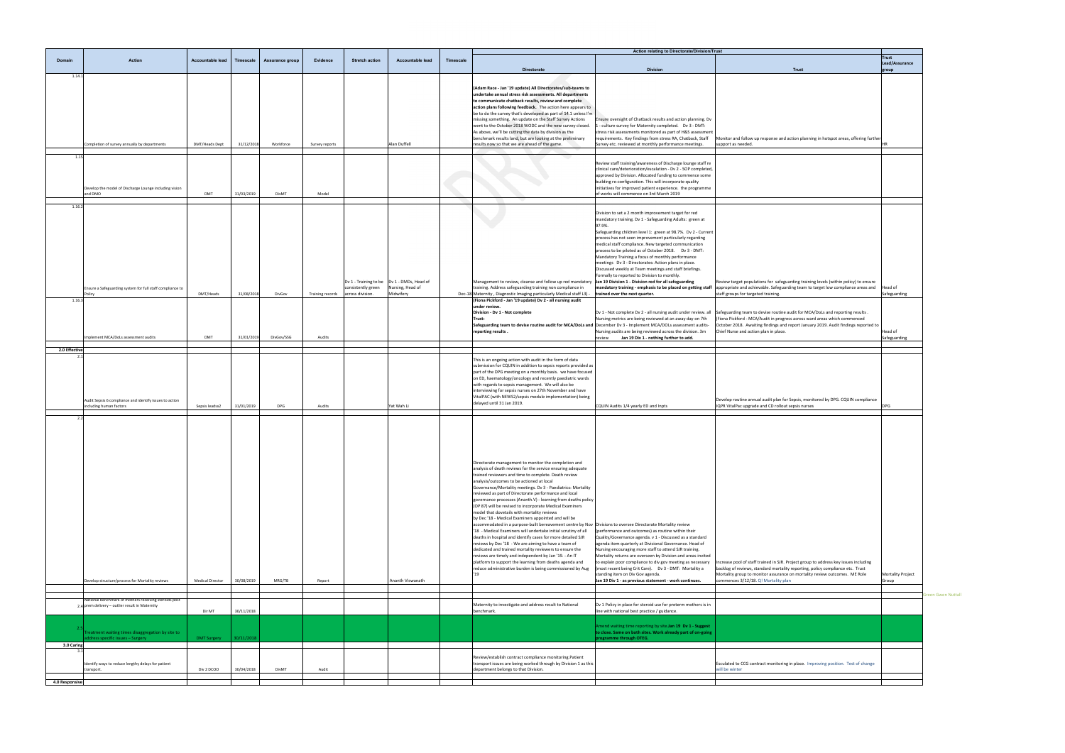| Domain | Action | Accountable lead | Timescale | Assurance group | Evidence | Stretch action | Accountable lead | Timescale | Action relating to Directorate/Division/Trust | | | Trust Lead/Assurance group |
|---|---|---|---|---|---|---|---|---|---|---|---|---|
| | | | | | | | | | Directorate | Division | Trust | |
| 1.14.1 | Completion of survey annually by departments | DMT/Heads Dept | 31/12/2018 | Workforce | Survey reports | | Alan Duffell | | (Adam Race - Jan '19 update) All Directorates/sub-teams to undertake annual stress risk assessments. All departments to communicate chatback results, review and complete action plans following feedback. The action here appears to be to do the survey that's developed as part of 14.1 unless I'm missing something. An update on the Staff Survey Actions went to the October 2018 WODC and the new survey closed. As above, we'll be cutting the data by division as the benchmark results land, but are looking at the preliminary results now so that we are ahead of the game. | Ensure oversight of Chatback results and action planning. Dv 1 - culture survey for Maternity completed. Dv 3 - DMT: stress risk assessments monitored as part of H&S assessment requirements. Key findings from stress RA, Chatback, Staff Survey etc. reviewed at monthly performance meetings. | Monitor and follow up response and action planning in hotspot areas, offering further support as needed. | HR |
| 1.15 | Develop the model of Discharge Lounge including vision and DMO | DMT | 31/03/2019 | DivMT | Model | | | | | Review staff training/awareness of Discharge lounge staff re clinical care/deterioration/escalation - Dv 2 - SOP completed, approved by Division. Allocated funding to commence some building re-configuration. This will incorporate quality initiatives for improved patient experience. the programme of works will commence on 3rd March 2019 | | |
| 1.16.2 | Ensure a Safeguarding system for full staff compliance to Policy | DMT/Heads | 31/08/2018 | DivGov | Training records | Dv 1 - Training to be consistently green across division. | Dv 1 - DMDs, Head of Nursing, Head of Midwifery | Dec-18 | Management to review, cleanse and follow up red mandatory training. Address safeguarding training non compliance in Maternity , Diagnostic Imaging particularly Medical staff L3) - | Division to set a 2 month improvement target for red mandatory training. Dv 1 - Safeguarding Adults: green at 97.9%. Safeguarding children level 1: green at 98.7%. Dv 2 - Current process has not seen improvement particularly regarding medical staff compliance. New targeted communication process to be piloted as of October 2018. Dv 3 - DMT: Mandatory Training a focus of monthly performance meetings Dv 3 - Directorates: Action plans in place. Discussed weekly at Team meetings and staff briefings. Formally to reported to Division to monthly. **Jan 19 Division 1 - Division red for all safeguarding mandatory training - emphasis to be placed on getting staff trained over the next quarter.** | Review target populations for safeguarding training levels (within policy) to ensure appropriate and achievable. Safeguarding team to target low compliance areas and staff groups for targeted training. | Head of Safeguarding |
| 1.16.3 | Implement MCA/DoLs assessment audits | DMT | 31/01/2019 | DivGov/SSG | Audits | | | | **(Fiona Pickford - Jan '19 update) Dv 2 - all nursing audit under review. Division - Dv 1 - Not complete Trust: Safeguarding team to devise routine audit for MCA/DoLs and reporting results .** | Dv 1 - Not complete Dv 2 - all nursing audit under review. all Nursing metrics are being reviewed at an away day on 7th December Dv 3 - Implement MCA/DOLs assessment audits-Nursing audits are being reviewed across the division. 3m review **Jan 19 Div 1 - nothing further to add.** | Safeguarding team to devise routine audit for MCA/DoLs and reporting results . (Fiona Pickford - MCA/Audit in progress across ward areas which commenced October 2018. Awaiting findings and report January 2019. Audit findings reported to Chief Nurse and action plan in place. | Head of Safeguarding |
| **2.0 Effective** | | | | | | | | | | | | |
| 2.1 | Audit Sepsis 6 compliance and identify issues to action including human factors | Sepsis leads2 | 31/01/2019 | DPG | Audits | | Yat Wah Li | | This is an ongoing action with audit in the form of data submission for CQUIN in addition to sepsis reports provided as part of the DPG meeting on a monthly basis. we have focused on ED, haematology/oncology and recently paediatric wards with regards to sepsis management. We will also be interviewing for sepsis nurses on 27th November and have VitalPAC (with NEWS2/sepsis module implementation) being delayed until 31 Jan 2019. | CQUIN Audits 1/4 yearly ED and Inpts | Develop routine annual audit plan for Sepsis, monitored by DPG. CQUIN compliance IQPR VitalPac upgrade and CD rollout sepsis nurses | DPG |
| 2.2 | Develop structure/process for Mortality reviews | Medical Director | 30/08/2019 | MRG/TB | Report | | Ananth Viswanath | | Directorate management to monitor the completion and analysis of death reviews for the service ensuring adequate trained reviewers and time to complete. Death review analysis/outcomes to be actioned at local Governance/Mortality meetings. Dv 3 - Paediatrics: Mortality reviewed as part of Directorate performance and local governance processes (Ananth V) - learning from deaths policy (OP 87) will be revised to incorporate Medical Examiners model that dovetails with mortality reviews by Dec '18 - Medical Examiners appointed and will be accommodated in a purpose-built bereavement centre by Nov '18 - Medical Examiners will undertake initial scrutiny of all deaths in hospital and identify cases for more detailed SJR reviews by Dec '18 - We are aiming to have a team of dedicated and trained mortality reviewers to ensure the reviews are timely and independent by Jan '19. - An IT platform to support the learning from deaths agenda and reduce administrative burden is being commissioned by Aug '19 | Divisions to oversee Directorate Mortality review (performance and outcomes) as routine within their Quality/Governance agenda. v 1 - Discussed as a standard agenda item quarterly at Divisional Governance. Head of Nursing encouraging more staff to attend SJR training. Mortality returns are overseen by Division and areas invited to explain poor compliance to div gov meeting as necessary (most recent being Crit Care). Dv 3 - DMT: Mortality a standing item on Div Gov agenda. **Jan 19 Div 1 - as previous statement - work continues.** | Increase pool of staff trained in SJR. Project group to address key issues including backlog of reviews, standard mortality reporting, policy compliance etc. Trust Mortality group to monitor assurance on mortality review outcomes. ME Role commences 3/12/18. QI Mortality plan | Mortality Project Group |
| 2.4 | National benchmark of mothers receiving steroids post prem delivery – outlier result in Maternity | Dir MT | 30/11/2018 | | | | | | Maternity to investigate and address result to National benchmark. | Dv 1 Policy in place for steroid use for preterm mothers is in line with national best practice / guidance. | | |
| 2.5 | Treatment waiting times disaggregation by site to address specific issues – Surgery | DMT Surgery | 30/11/2018 | | | | | | | Amend waiting time reporting by site **Jan 19 Dv 1 - Suggest to close. Same on both sites. Work already part of on-going programme through OTEG.** | | |
| **3.0 Caring** | | | | | | | | | | | | |
| 3.1 | Identify ways to reduce lengthy delays for patient transport. | Div 2 DCOO | 30/04/2018 | DivMT | Audit | | | | Review/establish contract compliance monitoring.Patient transport issues are being worked through by Division 1 as this department belongs to that Division. | | Esculated to CCG contract monitoring in place. Improving position. Test of change will be winter | |
| **4.0 Responsive** | | | | | | | | | | | | |

Green Gwen Nuttall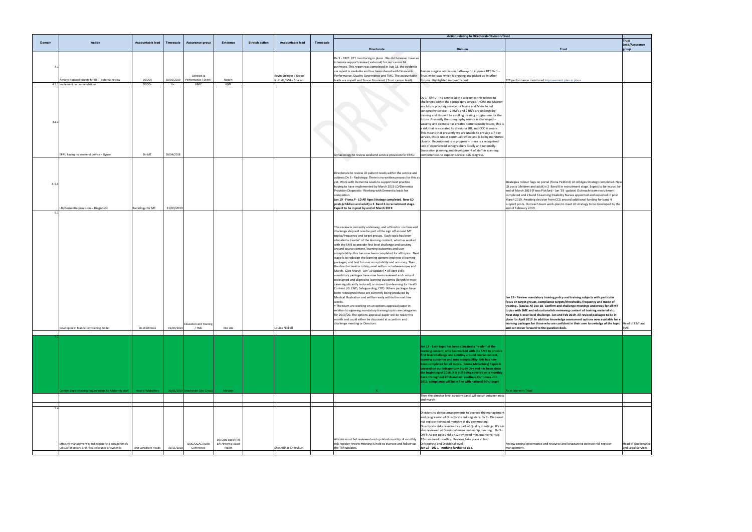| Domain | Action | Accountable lead | Timescale | Assurance group | Evidence | Stretch action | Accountable lead | Timescale | Action relating to Directorate/Division/Trust | | | Trust Lead/Assurance group |
|---|---|---|---|---|---|---|---|---|---|---|---|---|
| | | | | | | | | | Directorate | Division | Trust | |
| 4.1 | Achieve national targets for RTT - external review | DCOOs | 30/06/2019 | Contract & Performance / DivMT | Report | | Kevin Stringer / Gwen Nuttall / Mike Sharon | | Dv 3 - DMT: RTT monitoring in place . We did however have an intensive support review ( external) for our cancer 62 pathways. This report was completed in Aug 18, the evidence via report is available and has been shared with Finance & Performance, Quality Governance and TMC. The accountable leads are myself and Simon Grummet ( Trust cancer lead). | Review surgical admission pathways to improve RTT Dv 1 - Trust wide issue which is ongoing and picked up in other forums. Highlighted in cover report | RTT performance monitored.Improvement plan in place | |
| 4.1.1 | Implement recommendations | DCOOs | tbc | F&PC | IQPR | | | | | | | |
| 4.1.2 | EPAU having no weekend service – Gynae | Dir MT | 30/04/2018 | | | | | | Gynaecology to review weekend service provision for EPAU | Dv 1 - EPAU – no service at the weekends this relates to challenges within the sonography service. HOM and Matron are future proofing service for Nurse and Midwife led sonography service – 2 RM's and 2 RN's are undergoing training and this will be a rolling training programme for the future .Presently the sonography service is challenged – vacancy and sickness has created some capacity issues, this is a risk that is escalated to divisional RR, and COO is aware. This means that presently we are unable to provide a 7 day service, this is under continual review and is being monitored closely. Recruitment is in progress – there is a recognised lack of experienced sonographers locally and nationally. Succession planning and development of staff in scanning competencies to support service is in progress. | | |
| 4.1.4 | LD/Dementia provision – Diagnostic | Radiology Dir MT | 31/03/2019 | | | | | | Directorate to review LD patient needs within the service and address Dv 3 - Radiology: There is no written process for this as yet. Work with Dementia Leads to support best practice hoping to have implemented by March 2019 LD/Dementia Provision Diagnostic- Working with Dementia leads for completion **Jan 19 - Fiona.P - LD All Ages Strategy completed. New LD posts (children and adult) x 2 Band 6 in recruitment stage. Expect to be in post by end of March 2019.** | | Strategies rollout flags on portal (Fiona Pickford) LD All Ages Strategy completed. New LD posts (children and adult) x 2 Band 6 in recruitment stage. Expect to be in post by end of March 2019 (Fiona Pickford - Jan '19 update) Outreach team recruitment completed and 2 band 6 Learning Disability Nurses appointed and expected in post March 2019. Awaiting decision from CCG around additional funding for band 4 support posts. Outreach team work-plan to meet LD strategy to be developed by the end of February 2019. | |
| 5.1 | Develop new Mandatory training model | Dir.Workforce | 01/04/2019 | Education and Training / TMC | Kite site | | Louise Nickell | | This review is currently underway, and a Director confirm and challenge step will now be part of the sign off around MT topics/frequency and target groups. Each topic has been allocated a 'reader' of the learning content, who has worked with the SME to provide first level challenge and scrutiny around course content, learning outcomes and user acceptability- this has now been completed for all topics. Next stage is to redesign the learning content into new e learning packages, and test for user acceptability and accuracy. Then the director level scrutiny panel will occur between now and March. (Zoe Marsh - Jan '19 update) • All core skills mandatory packages have now been reviewed and content redesigned and aligned to learning outcomes (length in most cases significantly reduced) or moved to e-learning for Health Content (IG. E&D, Safeguarding, CRT). Where packages have been redesigned these are currently being produced by Medical Illustration and will be ready within the next few weeks. • The team are working on an options appraisal paper in relation to agreeing mandatory training topics are categories for 2019/20. The options appraisal paper will be ready this month and could either be discussed at a confirm and challenge meeting or Directors. | | **Jan 19 - Review mandatory training policy and training subjects with particular focus on target groups, compliance targets/thresholds, frequency and mode of training.. (Louise.N) Dec 18- Confirm and challenge meetings underway for all MT topics with SME and educationalists reviewing content of training material etc. Next step is exec level challenge- Jan and Feb 2019. All revised packages to be in place for April 2019. In addition knowledge assessment options now available for e learning packages for those who are confident in their own knowledge of the topic and can move forward to the question deck.** | Head of E&T and SME |
| 5.2 | Confirm Sepsis training requirements for Maternity staff | Head of Midwifery | 30/01/2019 | Directorate Gov. Group | Minutes | | | | X | **Jan 19 - Each topic has been allocated a 'reader' of the learning content, who has worked with the SME to provide first level challenge and scrutiny around course content, learning outcomes and user acceptability- this has now been completed for all topics. (Emma McCartney) Sepsis is covered on our Intrapartum Study Day and has been since the beginning of 2016. It is still being covered on a monthly basis throughout 2018 and will continue.Continues into 2019, compliance will be in line with national 90% target** | As in line with Trust | |
| | | | | | | | | | | Then the director level scrutiny panel will occur between now and march | | |
| 5.4 | Effective management of risk registers to include timely Closure of actions and risks, relevance of evidence. | and Corporate Heads | 30/11/2018 | QSIG/QGAC/Audit Committee | Div Data pack/TRR BAF/Internal Audit report | | Shashidhar Cherukuri | | All risks must but reviewed and updated monthly. A monthly risk register review meeting is held to oversee and follow up the TRR updates. | Divisions to devise arrangements to oversee the management and progression of Directorate risk registers. Dv 1 - Divisional risk register reviewed monthly at div gov meeting. Directorate risks reviewed as part of Quality meetings. IP risks also reviewed at Divisional nurse leadership meeting. Dv 3 - DMT: As per policy risks <12 reviewed min. quarterly; risks 12+ reviewed monthly. Reviews take place at both Directorate and Divisional level. **Jan 19 - Div 1 - nothing further to add.** | Review central governance and resource and structure to oversee risk register management. | Head of Governance and Legal Services |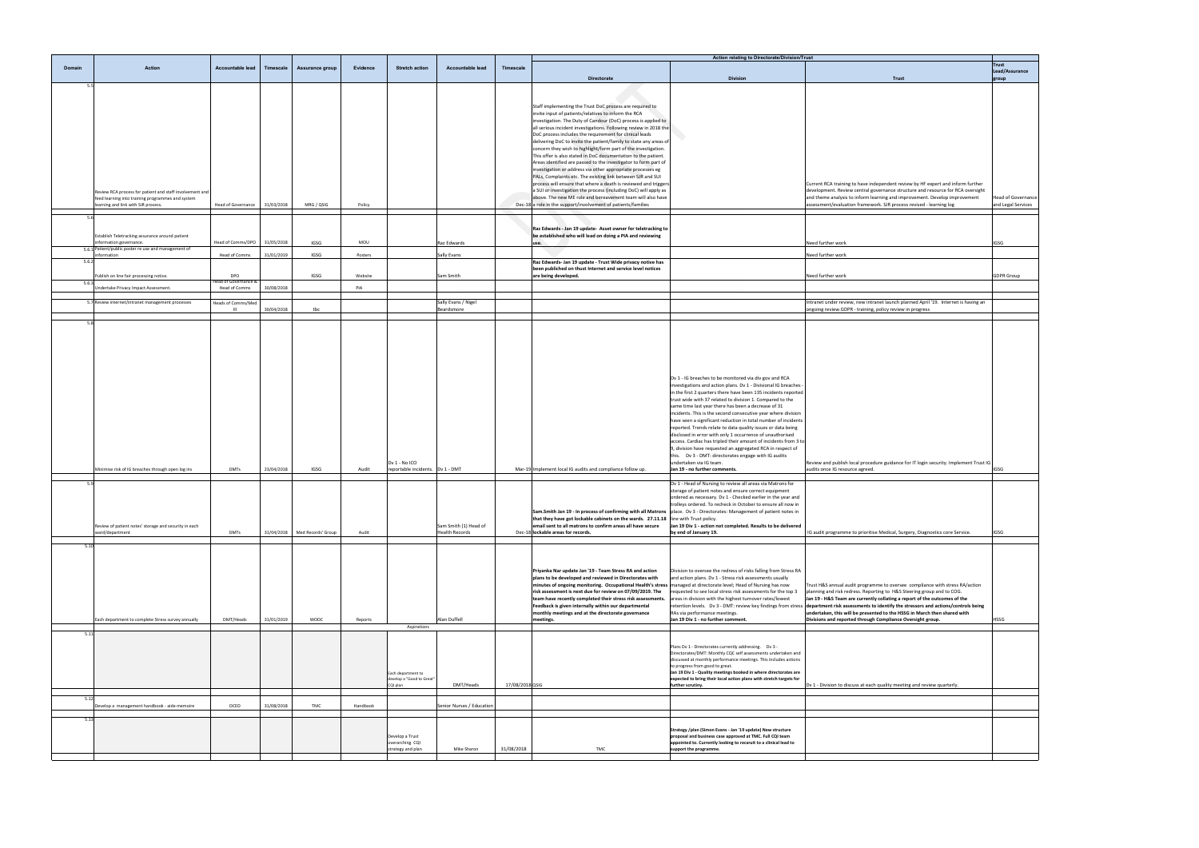| Domain | Action | Accountable lead | Timescale | Assurance group | Evidence | Stretch action | Accountable lead | Timescale | Action relating to Directorate/Division/Trust | | | |
|---|---|---|---|---|---|---|---|---|---|---|---|---|
| | | | | | | | | | Directorate | Division | Trust | Trust Lead/Assurance group |
| 5.5 | Review RCA process for patient and staff involvement and feed learning into training programmes and system learning and link with SJR process. | Head of Governance | 31/03/2018 | MRG / QSIG | Policy | | | Dec-18 | Staff implementing the Trust DoC process are required to invite input of patients/relatives to inform the RCA investigation. The Duty of Candour (DoC) process is applied to all serious incident investigations. Following review in 2018 the DoC process includes the requirement for clinical leads delivering DoC to invite the patient/family to state any areas of concern they wish to highlight/form part of the investigation. This offer is also stated in DoC documentation to the patient. Areas identified are passed to the investigator to form part of investigation or address via other appropriate processes eg PALs, Complaints etc. The existing link between SJR and SUI process will ensure that where a death is reviewed and triggers a SUI or investigation the process (including DoC) will apply as above. The new ME role and bereavement team will also have a role in the support/involvement of patients/families | | Current RCA training to have independent review by HF expert and inform further development. Review central governance structure and resource for RCA oversight and theme analysis to inform learning and improvement. Develop improvement assessment/evaluation framework. SJR process revised - learning log | Head of Governance and Legal Services |
| 5.6 | Establish Teletracking assurance around patient information governance. | Head of Comms/DPO | 31/05/2018 | IGSG | MOU | | Raz Edwards | | **Raz Edwards - Jan 19 update- Asset owner for teletracking to be established who will lead on doing a PIA and reviewing use.** | | Need further work | IGSG |
| 5.6.1 | Patient/public poster re use and management of information | Head of Comms | 31/01/2019 | IGSG | Posters | | Sally Evans | | | | Need further work | |
| 5.6.2 | Publish on line fair processing notice | DPO | | IGSG | Website | | Sam Smith | | **Raz Edwards- Jan 19 update - Trust Wide privacy notive has been published on thust Internet and service level notices are being developed.** | | Need further work | GDPR Group |
| 5.6.3 | Undertake Privacy Impact Assessment. | Head of Governance & Head of Comms | 30/08/2018 | | PIA | | | | | | | |
| 5.7 | Review internet/intranet management processes | Heads of Comms/Med Ill | 30/04/2018 | tbc | | | Sally Evans / Nigel Beardsmore | | | | Intranet under review, new intranet launch planned April '19. Internet is having an ongoing review.GDPR - training, policy review in progress | |
| 5.8 | Minimise risk of IG breaches through open log ins | DMTs | 23/04/2018 | IGSG | Audit | Dv 1 - No ICO reportable incidents. | Dv 1 - DMT | Mar-19 | Implement local IG audits and compliance follow up. | Dv 1 - IG breaches to be monitored via div gov and RCA investigations and action plans. Dv 1 - Divisional IG breaches - in the first 2 quarters there have been 135 incidents reported trust wide with 37 related to division 1. Compared to the same time last year there has been a decrease of 31 incidents. This is the second consecutive year where division have seen a significant reduction in total number of incidents reported. Trends relate to data quality issues or data being disclosed in error with only 1 occurrence of unauthorised access. Cardiac has tripled their amount of incidents from 3 to 9, division have requested an aggregated RCA in respect of this. Dv 3 - DMT: directorates engage with IG audits undertaken via IG team. **Jan 19 - no further comments.** | Review and publish local procedure guidance for IT login security. Implement Trust IG audits once IG resource agreed. | IGSG |
| 5.9 | Review of patient notes' storage and security in each ward/department | DMTs | 31/04/2018 | Med Records' Group | Audit | | Sam Smith (1) Head of Health Records | Dec-18 | **Sam.Smith Jan 19 - In process of confirming with all Matrons that they have got lockable cabinets on the wards. 27.11.18 email sent to all matrons to confirm areas all have secure lockable areas for records.** | Dv 1 - Head of Nursing to review all areas via Matrons for storage of patient notes and ensure correct equipment ordered as necessary. Dv 1 - Checked earlier in the year and trolleys ordered. To recheck in October to ensure all now in place. Dv 3 - Directorates: Management of patient notes in line with Trust policy. **Jan 19 Div 1 - action not completed. Results to be delivered by end of January 19.** | IG audit programme to prioritise Medical, Surgery, Diagnostics core Service. | IGSG |
| 5.10 | Each department to complete Stress survey annually | DMT/Heads | 31/01/2019 | WODC | Reports | | Alan Duffell | | **Priyanka Nar update Jan '19 - Team Stress RA and action plans to be developed and reviewed in Directorates with minutes of ongoing monitoring. Occupational Health's stress risk assessment is next due for review on 07/09/2019. The team have recently completed their stress risk assessments. Feedback is given internally within our departmental monthly meetings and at the directorate governance meetings.** | Division to oversee the redress of risks falling from Stress RA and action plans. Dv 1 - Stress risk assessments usually managed at directorate level; Head of Nursing has now requested to see local stress risk assessments for the top 3 areas in division with the highest turnover rates/lowest retention levels. Dv 3 - DMT: review key findings from stress RAs via performance meetings. **Jan 19 Div 1 - no further comment.** | Trust H&S annual audit programme to oversee compliance with stress RA/action planning and risk redress. Reporting to H&S Steering group and to COIG. **Jan 19 - H&S Team are currently collating a report of the outcomes of the department risk assessments to identify the stressors and actions/controls being undertaken, this will be presented to the HSSG in March then shared with Divisions and reported through Compliance Oversight group.** | HSSG |
| | | | | | | Aspirations | | | | | | |
| 5.11 | | | | | | Each department to develop a "Good to Great" CQI plan | DMT/Heads | 17/08/2018 | QSIG | Plans Dv 1 - Directorates currently addressing. Dv 3 - Directorates/DMT: Monthly CQC self assessments undertaken and discussed at monthly performance meetings. This includes actions to progress from good to great. **Jan 19 Div 1 - Quality meetings booked in where directorates are expected to bring their local action plans with stretch targets for further scrutiny.** | Dv 1 - Division to discuss at each quality meeting and review quarterly. | |
| 5.12 | Develop a management handbook - aide memoire | DCEO | 31/08/2018 | TMC | Handbook | | Senior Nurses / Education | | | | | |
| 5.13 | | | | | | Develop a Trust overarching CQI strategy and plan | Mike Sharon | 31/08/2018 | TMC | **Strategy /plan (Simon Evans - Jan '19 update) New structure proposal and business case approved at TMC. Full CQI team appointed to. Currently looking to recruit to a clinical lead to support the programme.** | | |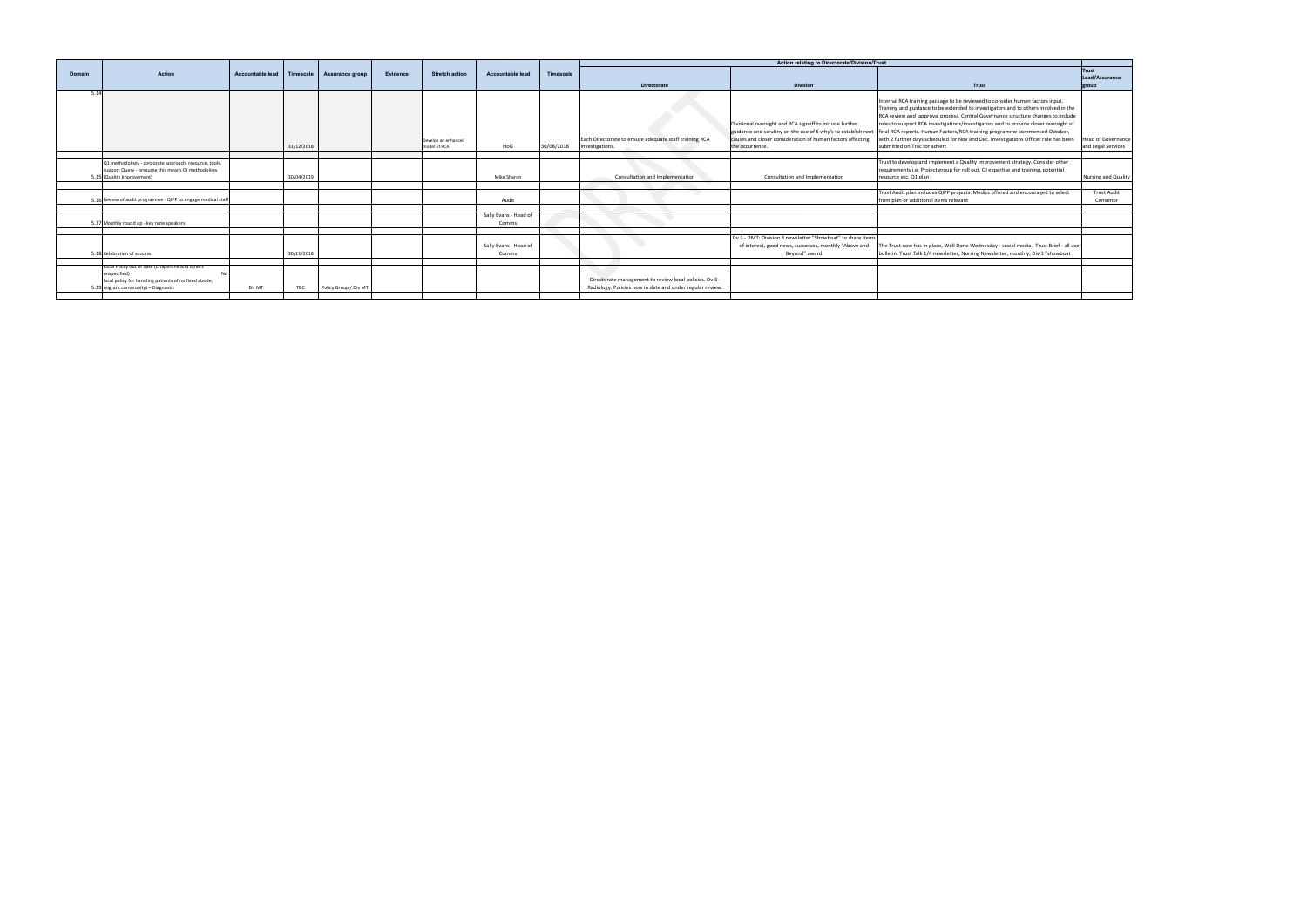| Domain | Action | Accountable lead | Timescale | Assurance group | Evidence | Stretch action | Accountable lead | Timescale | Action relating to Directorate/Division/Trust | | | |
|---|---|---|---|---|---|---|---|---|---|---|---|---|
| | | | | | | | | | Directorate | Division | Trust | Trust Lead/Assurance group |
| 5.14 | | | 31/12/2018 | | | Develop an enhanced model of RCA | HoG | 30/08/2018 | Each Directorate to ensure adequate staff training RCA investigations. | Divisional oversight and RCA signoff to include further guidance and scrutiny on the use of 5 why's to establish root causes and closer consideration of human factors affecting the occurrence. | Internal RCA training package to be reviewed to consider human factors input. Training and guidance to be extended to investigators and to others involved in the RCA review and approval process. Central Governance structure changes to include roles to support RCA investigations/investigators and to provide closer oversight of final RCA reports. Human Factors/RCA training programme commenced October, with 2 further days scheduled for Nov and Dec. Investigations Officer role has been submitted on Trac for advert | Head of Governance and Legal Services |
| 5.15 | QI methodology - corporate approach, resource, tools, support Query - presume this means QI methodology (Quality Improvement) | | 30/04/2019 | | | | Mike Sharon | | Consultation and Implementation | Consultation and Implementation | Trust to develop and implement a Quality Improvement strategy. Consider other requirements i.e. Project group for roll out, QI expertise and training, potential resource etc. QI plan | Nursing and Quality |
| 5.16 | Review of audit programme - QIPP to engage medical staff | | | | | | Audit | | | | Trust Audit plan includes QIPP projects. Medics offered and encouraged to select from plan or additional items relevant | Trust Audit Convenor |
| 5.17 | Monthly round up - key note speakers | | | | | | Sally Evans - Head of Comms | | | | | |
| 5.18 | Celebration of success | | 30/11/2018 | | | | Sally Evans - Head of Comms | | | Div 3 - DMT: Division 3 newsletter "Showboat" to share items of interest, good news, successes, monthly "Above and Beyond" award | The Trust now has in place, Well Done Wednesday - social media. Trust Brief - all user bulletin, Trust Talk 1/4 newsletter, Nursing Newsletter, monthly, Div 3 "showboat | |
| 5.19 | Local Policy out of date (Chaperone and others unspecified) No local policy for handling patients of no fixed abode, migrant community) – Diagnostic | Dir MT | TBC | Policy Group / Div MT | | | | | Directorate management to review local policies. Dv 3 - Radiology: Policies now in date and under regular review. | | | |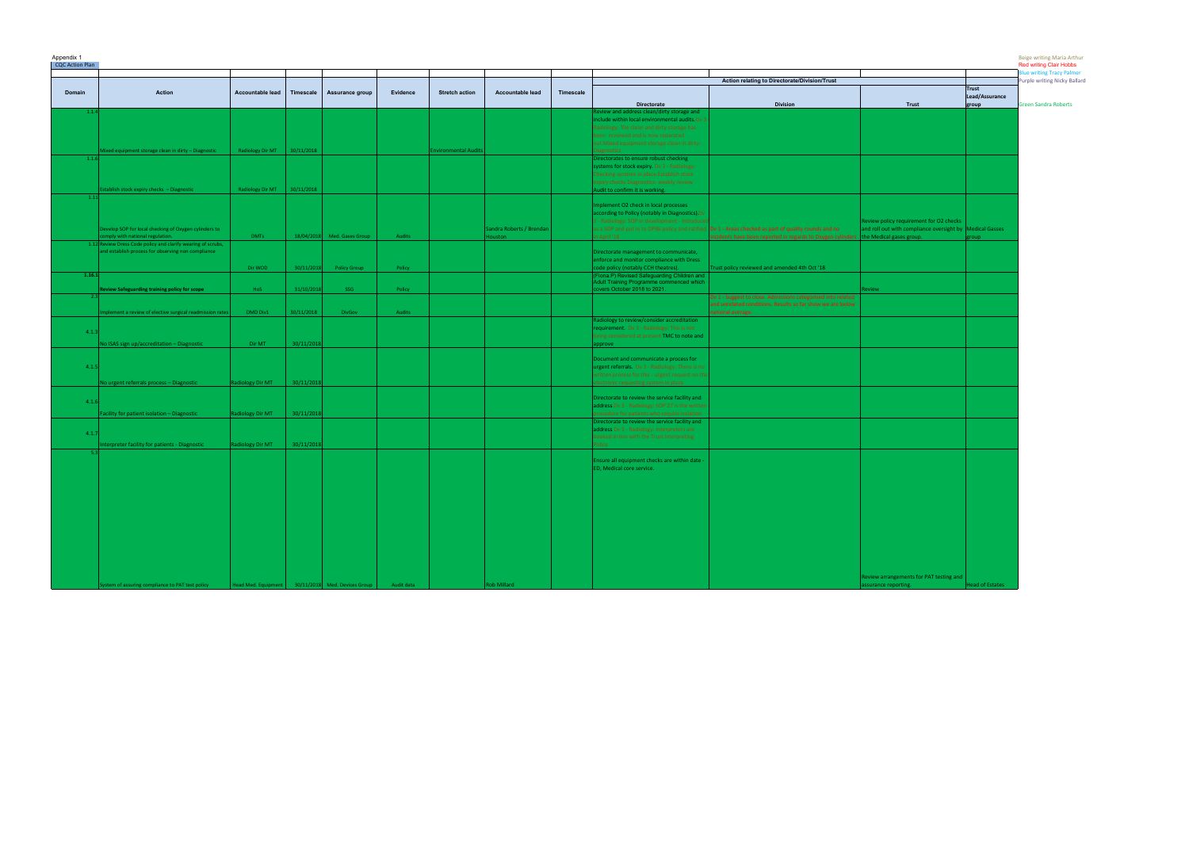Appendix 1

CQC Action Plan

| Domain | Action | Accountable lead | Timescale | Assurance group | Evidence | Stretch action | Accountable lead | Timescale | Action relating to Directorate/Division/Trust | | | |
|---|---|---|---|---|---|---|---|---|---|---|---|---|
| | | | | | | | | | Directorate | Division | Trust | Trust Lead/Assurance group |
| 1.1.4 | Mixed equipment storage clean in dirty – Diagnostic | Radiology Dir MT | 30/11/2018 | | | Environmental Audits | | | Review and address clean/dirty storage and include within local environmental audits. Div 3 - Radiology. The clean and dirty storage has been reviewed and a new separate, suitable, equipment storage clean in dirty - Diagnostic | | | |
| 1.1.6 | Establish stock expiry checks – Diagnostic | Radiology Dir MT | 30/11/2018 | | | | | | Directorates to ensure robust checking systems for stock expiry. Div 3 - Radiology - checking system in place/stock/medical expiry checks Diagnostics weekly checks Audit to confirm it is working. | | | |
| 1.11 | Develop SOP for local checking of Oxygen cylinders to comply with national regulation. | DMTs | 18/04/2018 | Med. Gases Group | Audits | | Sandra Roberts / Brendan Houston | | Implement O2 check in local processes according to Policy (notably in Diagnostics). Div 3 - Radiology. SOP in development. Introduced as a SOP and put in to EPRR policy and ratified in April '18 | Div 2 - areas checked as part of quality rounds and no incidents have been reported in regards to Oxygen cylinders | Review policy requirement for O2 checks and roll out with compliance oversight by the Medical gases group. | Medical Gasses group |
| 1.12 | Review Dress Code policy and clarify wearing of scrubs, and establish process for observing non compliance | Dir WOD | 30/11/2018 | Policy Group | Policy | | | | Directorate management to communicate, enforce and monitor compliance with Dress code policy (notably CCH theatres). | Trust policy reviewed and amended 4th Oct '18 | | |
| 1.16.1 | Review Safeguarding training policy for scope | HoS | 31/10/2018 | SSG | Policy | | | | (Fiona P) Revised Safeguarding Children and Adult Training Programme commenced which covers October 2018 to 2021. | | Review | |
| 2.1 | Implement a review of elective surgical readmission rates | DMD Div1 | 30/11/2018 | DivGov | Audits | | | | | Div 1 - Suggest to close. Admissions categorised into related and unrelated conditions. Results so far show we are below national average. | | |
| 4.1.3 | No ISAS sign up/accreditation – Diagnostic | Dir MT | 30/11/2018 | | | | | | Radiology to review/consider accreditation requirement. Div 3 - Radiology. This is not being considered at present TMC to note and approve | | | |
| 4.1.5 | No urgent referrals process – Diagnostic | Radiology Dir MT | 30/11/2018 | | | | | | Document and communicate a process for urgent referrals. Div 3 - Radiology. There is a written process for the urgent request on the system ie. requesting system in place | | | |
| 4.1.6 | Facility for patient isolation – Diagnostic | Radiology Dir MT | 30/11/2018 | | | | | | Directorate to review the service facility and address Div 3 - Radiology. SOP in / suite written procedure for patients who require isolation | | | |
| 4.1.7 | Interpreter facility for patients - Diagnostic | Radiology Dir MT | 30/11/2018 | | | | | | Directorate to review the service facility and address Div 3 - Radiology. Interpreters are accessible for with the Trust interpreting Policy | | | |
| 5.1 | System of assuring compliance to PAT test policy | Head Med. Equipment | 30/11/2018 | Med. Devices Group | Audit data | | Rob Millard | | Ensure all equipment checks are within date - ED, Medical core service. | | Review arrangements for PAT testing and assurance reporting. | Head of Estates |

Beige writing Maria Arthur
Red writing Clair Hobbs
Blue writing Tracy Palmer
Purple writing Nicky Ballard
Green Sandra Roberts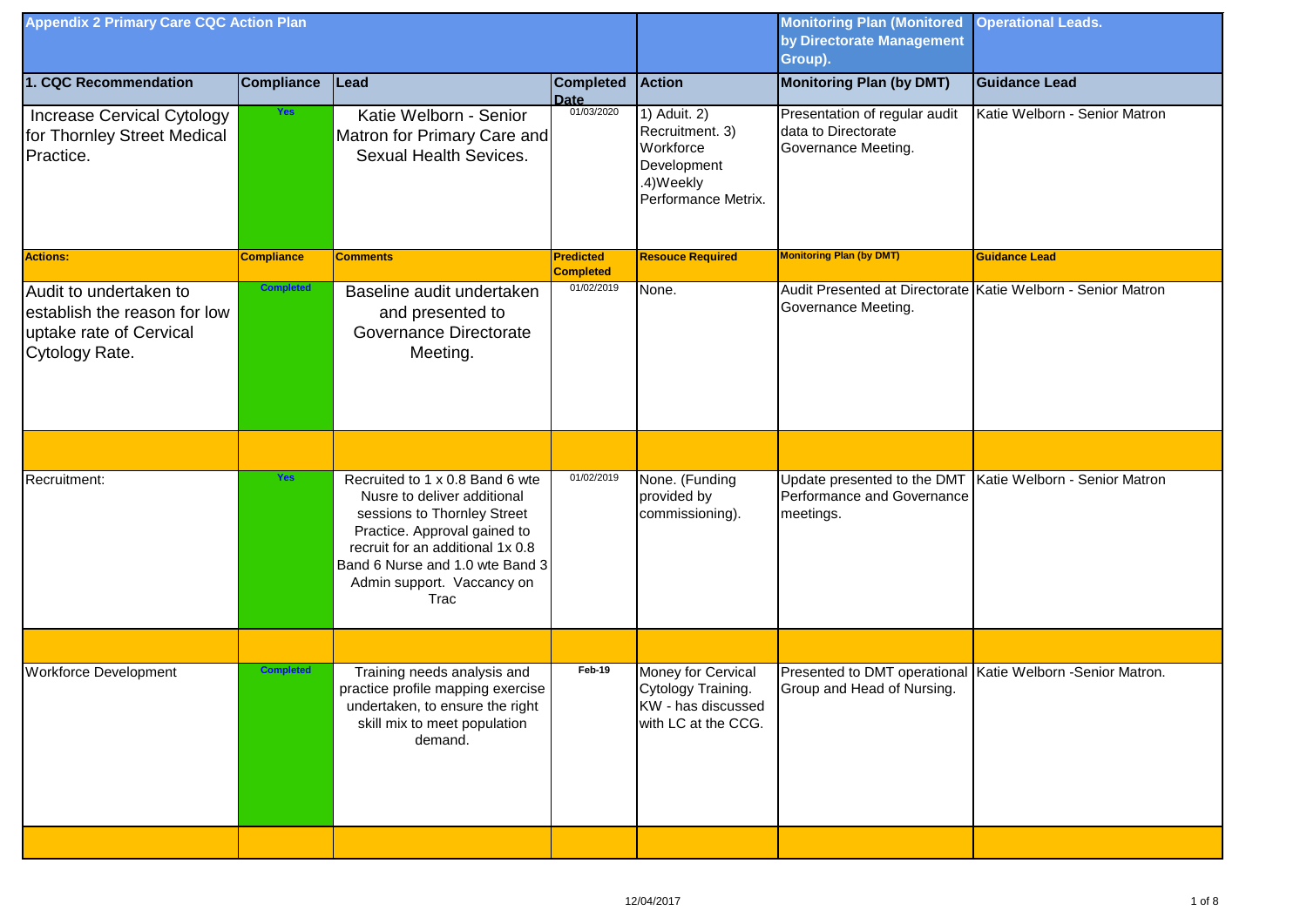## Appendix 2 Primary Care CQC Action Plan

| 1. CQC Recommendation | Compliance | Lead | Completed Date | Action | Monitoring Plan (Monitored by Directorate Management Group). Monitoring Plan (by DMT) | Operational Leads. Guidance Lead |
|---|---|---|---|---|---|---|
| Increase Cervical Cytology for Thornley Street Medical Practice. | Yes | Katie Welborn - Senior Matron for Primary Care and Sexual Health Sevices. | 01/03/2020 | 1) Aduit. 2) Recruitment. 3) Workforce Development .4)Weekly Performance Metrix. | Presentation of regular audit data to Directorate Governance Meeting. | Katie Welborn - Senior Matron |
| **Actions:** | **Compliance** | **Comments** | **Predicted Completed** | **Resouce Required** | **Monitoring Plan (by DMT)** | **Guidance Lead** |
| Audit to undertaken to establish the reason for low uptake rate of Cervical Cytology Rate. | Completed | Baseline audit undertaken and presented to Governance Directorate Meeting. | 01/02/2019 | None. | Audit Presented at Directorate Governance Meeting. | Katie Welborn - Senior Matron |
| | | | | | | |
| Recruitment: | Yes | Recruited to 1 x 0.8 Band 6 wte Nusre to deliver additional sessions to Thornley Street Practice. Approval gained to recruit for an additional 1x 0.8 Band 6 Nurse and 1.0 wte Band 3 Admin support. Vaccancy on Trac | 01/02/2019 | None. (Funding provided by commissioning). | Update presented to the DMT Performance and Governance meetings. | Katie Welborn - Senior Matron |
| | | | | | | |
| Workforce Development | Completed | Training needs analysis and practice profile mapping exercise undertaken, to ensure the right skill mix to meet population demand. | Feb-19 | Money for Cervical Cytology Training. KW - has discussed with LC at the CCG. | Presented to DMT operational Group and Head of Nursing. | Katie Welborn -Senior Matron. |
| | | | | | | |

12/04/2017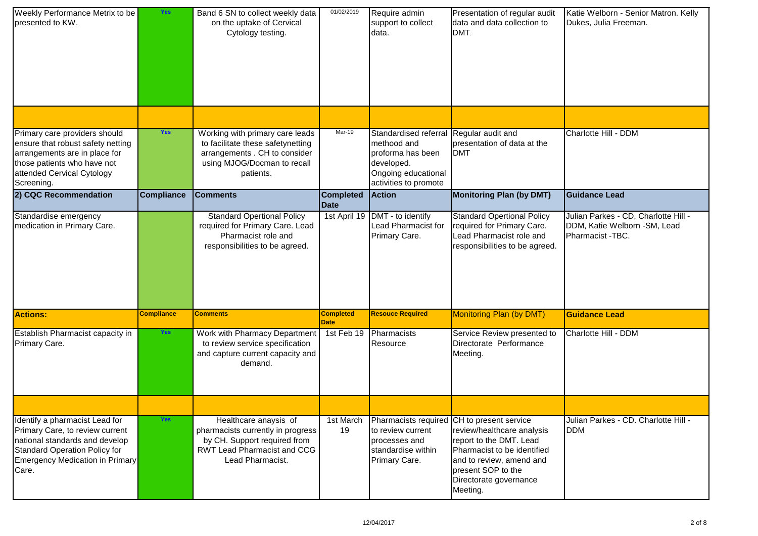| Weekly Performance Metrix to be presented to KW. | Yes | Band 6 SN to collect weekly data on the uptake of Cervical Cytology testing. | 01/02/2019 | Require admin support to collect data. | Presentation of regular audit data and data collection to DMT. | Katie Welborn - Senior Matron. Kelly Dukes, Julia Freeman. |
|---|---|---|---|---|---|---|
| | | | | | | |
| Primary care providers should ensure that robust safety netting arrangements are in place for those patients who have not attended Cervical Cytology Screening. | Yes | Working with primary care leads to facilitate these safetynetting arrangements . CH to consider using MJOG/Docman to recall patients. | Mar-19 | Standardised referral method and proforma has been developed. Ongoing educational activities to promote | Regular audit and presentation of data at the DMT | Charlotte Hill - DDM |
| **2) CQC Recommendation** | **Compliance** | **Comments** | **Completed Date** | **Action** | **Monitoring Plan (by DMT)** | **Guidance Lead** |
| Standardise emergency medication in Primary Care. | | Standard Opertional Policy required for Primary Care. Lead Pharmacist role and responsibilities to be agreed. | 1st April 19 | DMT - to identify Lead Pharmacist for Primary Care. | Standard Opertional Policy required for Primary Care. Lead Pharmacist role and responsibilities to be agreed. | Julian Parkes - CD, Charlotte Hill - DDM, Katie Welborn -SM, Lead Pharmacist -TBC. |
| **Actions:** | **Compliance** | **Comments** | **Completed Date** | **Resouce Required** | Monitoring Plan (by DMT) | **Guidance Lead** |
| Establish Pharmacist capacity in Primary Care. | Yes | Work with Pharmacy Department to review service specification and capture current capacity and demand. | 1st Feb 19 | Pharmacists Resource | Service Review presented to Directorate Performance Meeting. | Charlotte Hill - DDM |
| | | | | | | |
| Identify a pharmacist Lead for Primary Care, to review current national standards and develop Standard Operation Policy for Emergency Medication in Primary Care. | Yes | Healthcare anaysis of pharmacists currently in progress by CH. Support required from RWT Lead Pharmacist and CCG Lead Pharmacist. | 1st March 19 | Pharmacists required to review current processes and standardise within Primary Care. | CH to present service review/healthcare analysis report to the DMT. Lead Pharmacist to be identified and to review, amend and present SOP to the Directorate governance Meeting. | Julian Parkes - CD. Charlotte Hill - DDM |

12/04/2017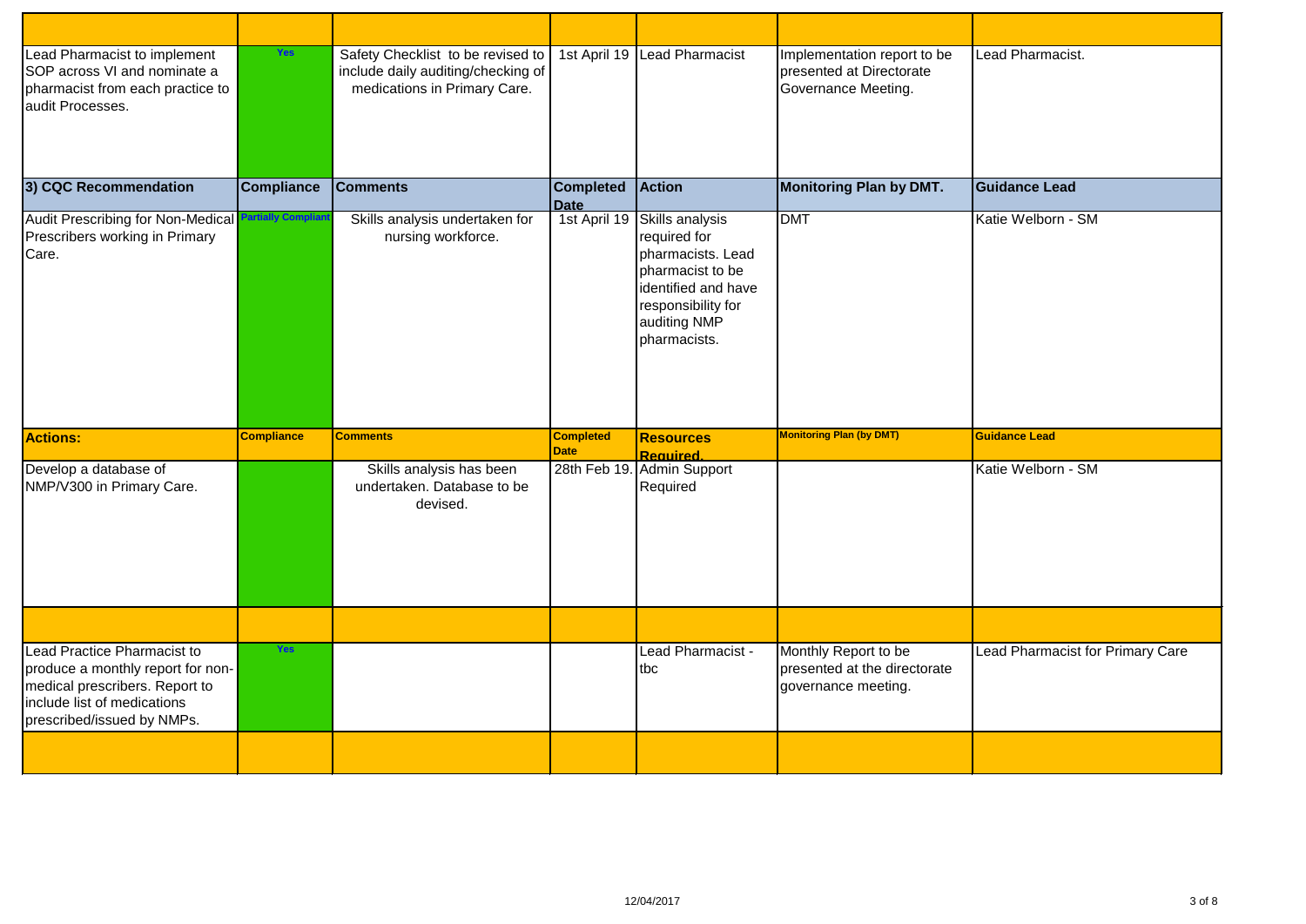| | | | | | | |
|---|---|---|---|---|---|---|
| Lead Pharmacist to implement SOP across VI and nominate a pharmacist from each practice to audit Processes. | Yes | Safety Checklist to be revised to include daily auditing/checking of medications in Primary Care. | 1st April 19 | Lead Pharmacist | Implementation report to be presented at Directorate Governance Meeting. | Lead Pharmacist. |
| **3) CQC Recommendation** | **Compliance** | **Comments** | **Completed Date** | **Action** | **Monitoring Plan by DMT.** | **Guidance Lead** |
| Audit Prescribing for Non-Medical Prescribers working in Primary Care. | Partially Compliant | Skills analysis undertaken for nursing workforce. | 1st April 19 | Skills analysis required for pharmacists. Lead pharmacist to be identified and have responsibility for auditing NMP pharmacists. | DMT | Katie Welborn - SM |
| **Actions:** | **Compliance** | **Comments** | **Completed Date** | **Resources Required.** | **Monitoring Plan (by DMT)** | **Guidance Lead** |
| Develop a database of NMP/V300 in Primary Care. | | Skills analysis has been undertaken. Database to be devised. | 28th Feb 19. | Admin Support Required | | Katie Welborn - SM |
| | | | | | | |
| Lead Practice Pharmacist to produce a monthly report for non-medical prescribers. Report to include list of medications prescribed/issued by NMPs. | Yes | | | Lead Pharmacist - tbc | Monthly Report to be presented at the directorate governance meeting. | Lead Pharmacist for Primary Care |
| | | | | | | |

12/04/2017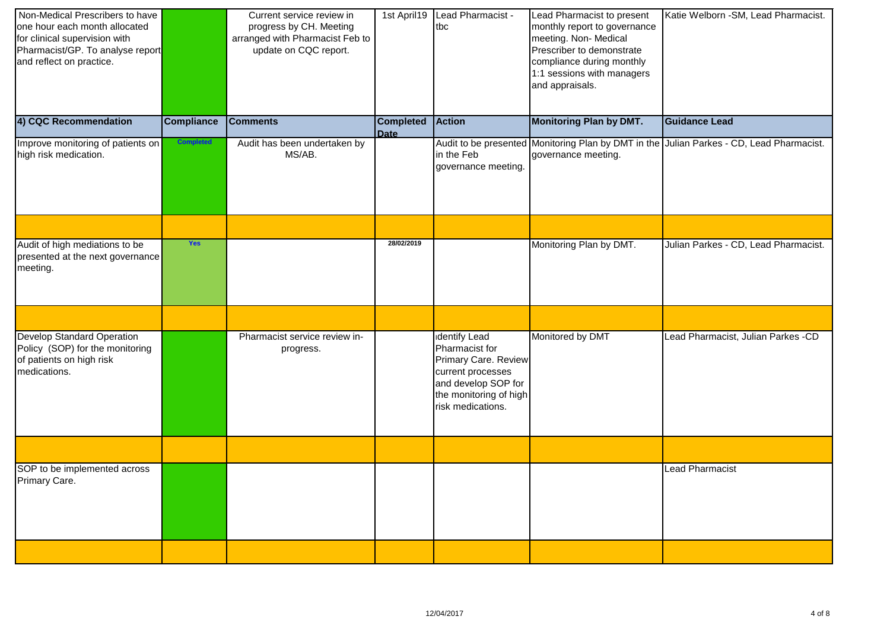| Non-Medical Prescribers to have one hour each month allocated for clinical supervision with Pharmacist/GP. To analyse report and reflect on practice. | | Current service review in progress by CH. Meeting arranged with Pharmacist Feb to update on CQC report. | 1st April19 | Lead Pharmacist - tbc | Lead Pharmacist to present monthly report to governance meeting. Non- Medical Prescriber to demonstrate compliance during monthly 1:1 sessions with managers and appraisals. | Katie Welborn -SM, Lead Pharmacist. |
|---|---|---|---|---|---|---|
| **4) CQC Recommendation** | **Compliance** | **Comments** | **Completed Date** | **Action** | **Monitoring Plan by DMT.** | **Guidance Lead** |
| Improve monitoring of patients on high risk medication. | Completed | Audit has been undertaken by MS/AB. | | Audit to be presented in the Feb governance meeting. | Monitoring Plan by DMT in the governance meeting. | Julian Parkes - CD, Lead Pharmacist. |
| | | | | | | |
| Audit of high mediations to be presented at the next governance meeting. | Yes | | 28/02/2019 | | Monitoring Plan by DMT. | Julian Parkes - CD, Lead Pharmacist. |
| | | | | | | |
| Develop Standard Operation Policy (SOP) for the monitoring of patients on high risk medications. | | Pharmacist service review in-progress. | | identify Lead Pharmacist for Primary Care. Review current processes and develop SOP for the monitoring of high risk medications. | Monitored by DMT | Lead Pharmacist, Julian Parkes -CD |
| | | | | | | |
| SOP to be implemented across Primary Care. | | | | | | Lead Pharmacist |
| | | | | | | |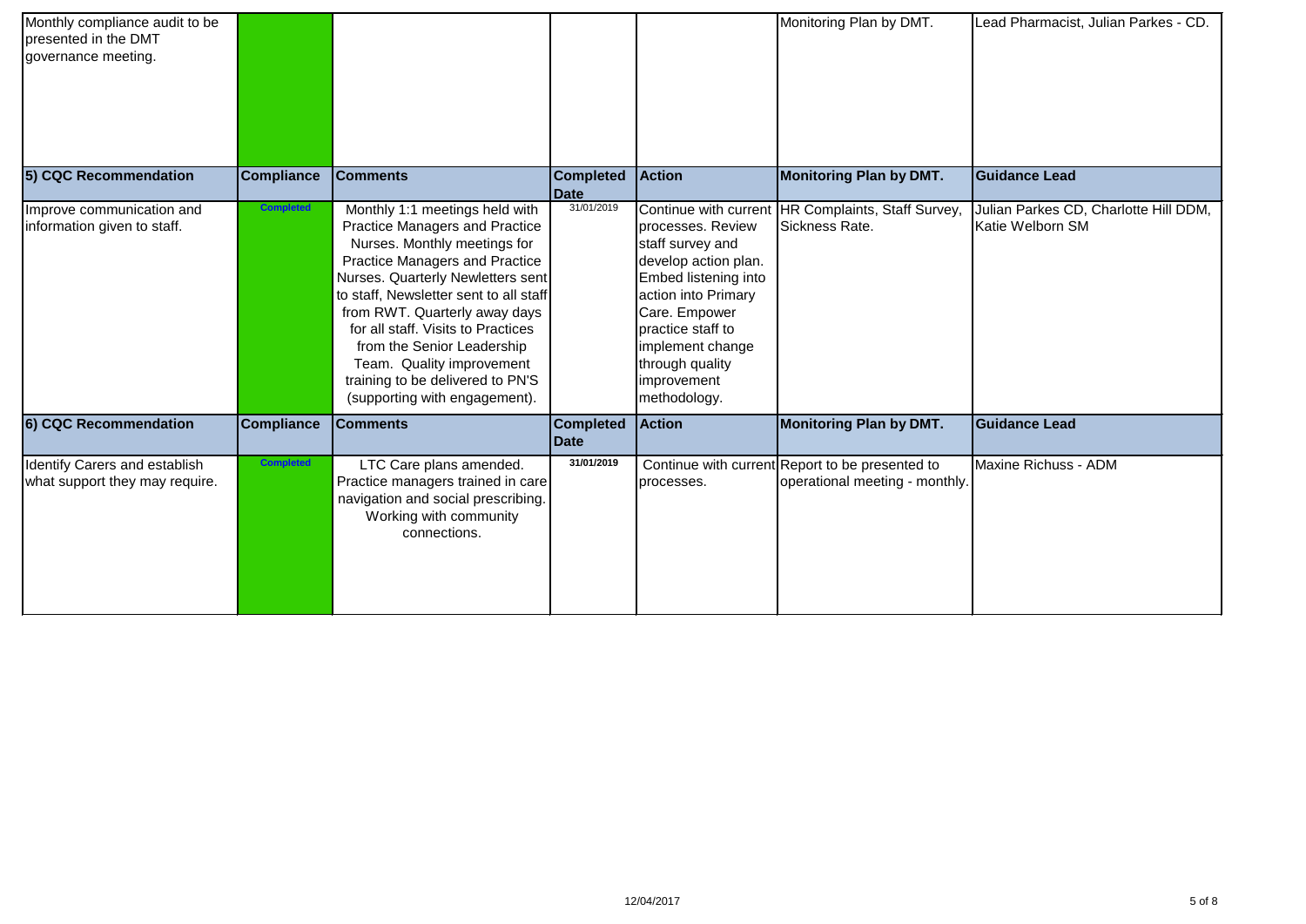| Monthly compliance audit to be presented in the DMT governance meeting. | | | | | Monitoring Plan by DMT. | Lead Pharmacist, Julian Parkes - CD. |
|---|---|---|---|---|---|---|
| **5) CQC Recommendation** | **Compliance** | **Comments** | **Completed Date** | **Action** | **Monitoring Plan by DMT.** | **Guidance Lead** |
| Improve communication and information given to staff. | Completed | Monthly 1:1 meetings held with Practice Managers and Practice Nurses. Monthly meetings for Practice Managers and Practice Nurses. Quarterly Newletters sent to staff, Newsletter sent to all staff from RWT. Quarterly away days for all staff. Visits to Practices from the Senior Leadership Team. Quality improvement training to be delivered to PN'S (supporting with engagement). | 31/01/2019 | Continue with current processes. Review staff survey and develop action plan. Embed listening into action into Primary Care. Empower practice staff to implement change through quality improvement methodology. | HR Complaints, Staff Survey, Sickness Rate. | Julian Parkes CD, Charlotte Hill DDM, Katie Welborn SM |
| **6) CQC Recommendation** | **Compliance** | **Comments** | **Completed Date** | **Action** | **Monitoring Plan by DMT.** | **Guidance Lead** |
| Identify Carers and establish what support they may require. | Completed | LTC Care plans amended. Practice managers trained in care navigation and social prescribing. Working with community connections. | 31/01/2019 | Continue with current processes. | Report to be presented to operational meeting - monthly. | Maxine Richuss - ADM |

12/04/2017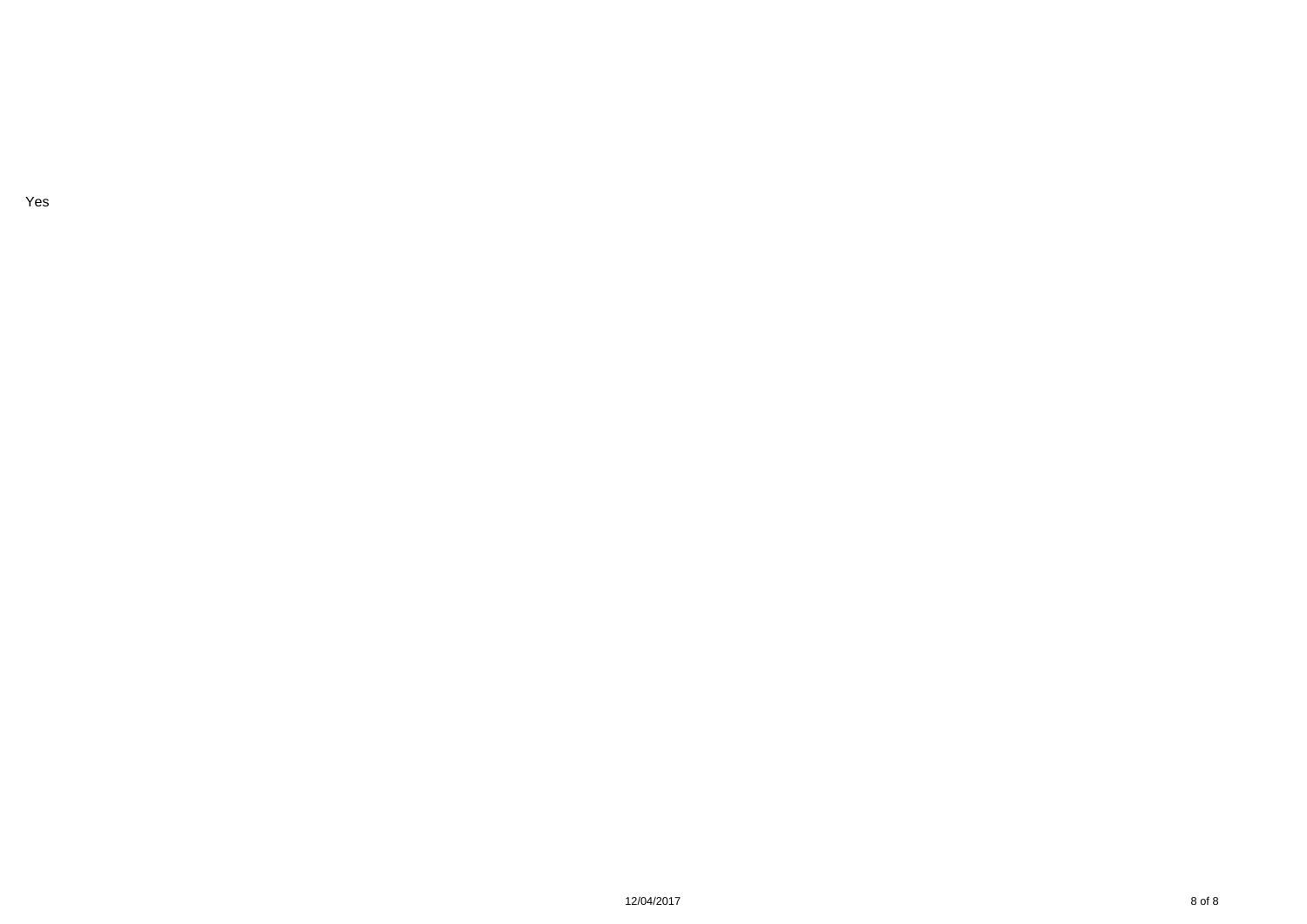Yes